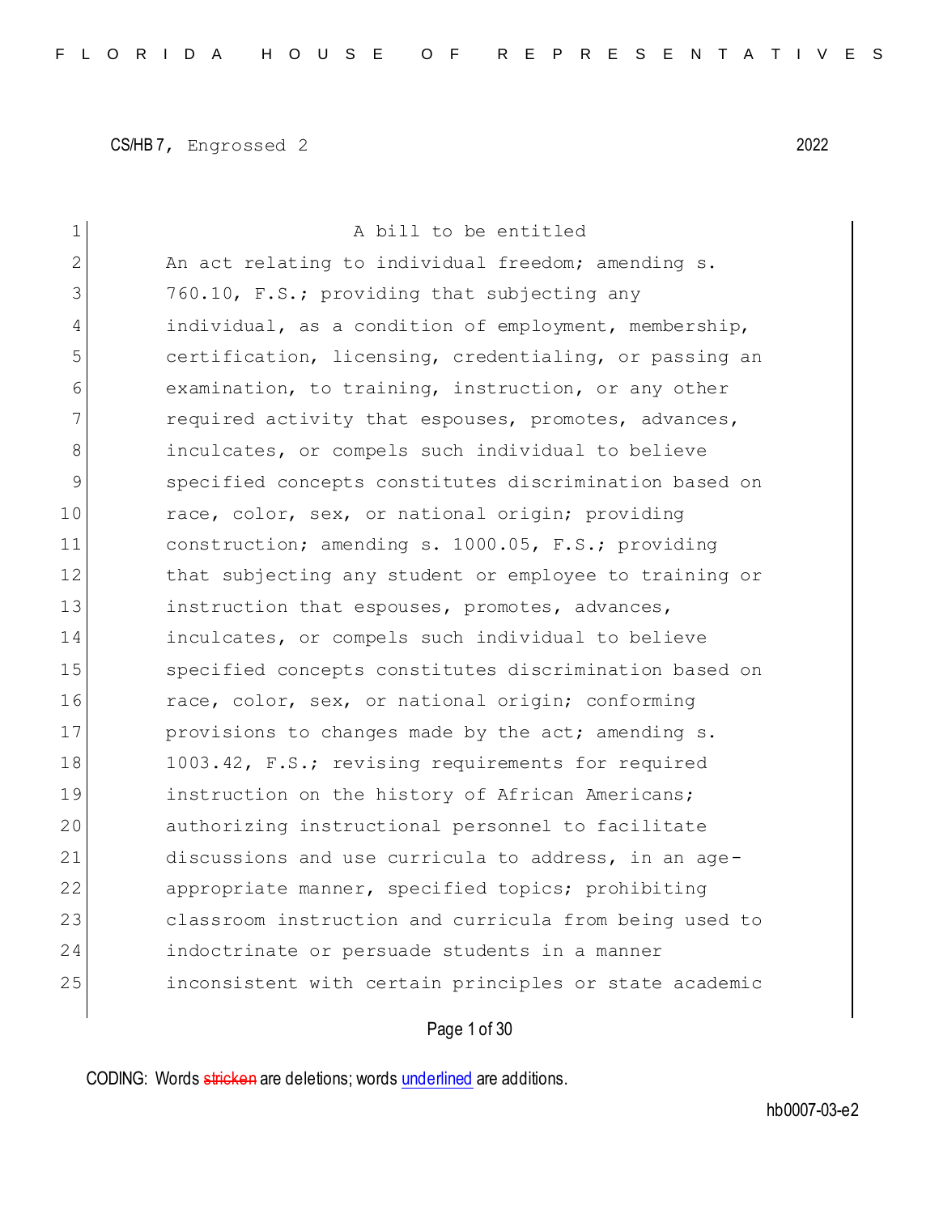CS/HB 7, Engrossed 2 2022

A bill to be entitled

An act relating to individual freedom; amending s. 760.10, F.S.; providing that subjecting any individual, as a condition of employment, membership, certification, licensing, credentialing, or passing an examination, to training, instruction, or any other required activity that espouses, promotes, advances, inculcates, or compels such individual to believe specified concepts constitutes discrimination based on race, color, sex, or national origin; providing construction; amending s. 1000.05, F.S.; providing that subjecting any student or employee to training or instruction that espouses, promotes, advances, inculcates, or compels such individual to believe specified concepts constitutes discrimination based on race, color, sex, or national origin; conforming provisions to changes made by the act; amending s. 1003.42, F.S.; revising requirements for required instruction on the history of African Americans; authorizing instructional personnel to facilitate discussions and use curricula to address, in an age-appropriate manner, specified topics; prohibiting classroom instruction and curricula from being used to indoctrinate or persuade students in a manner inconsistent with certain principles or state academic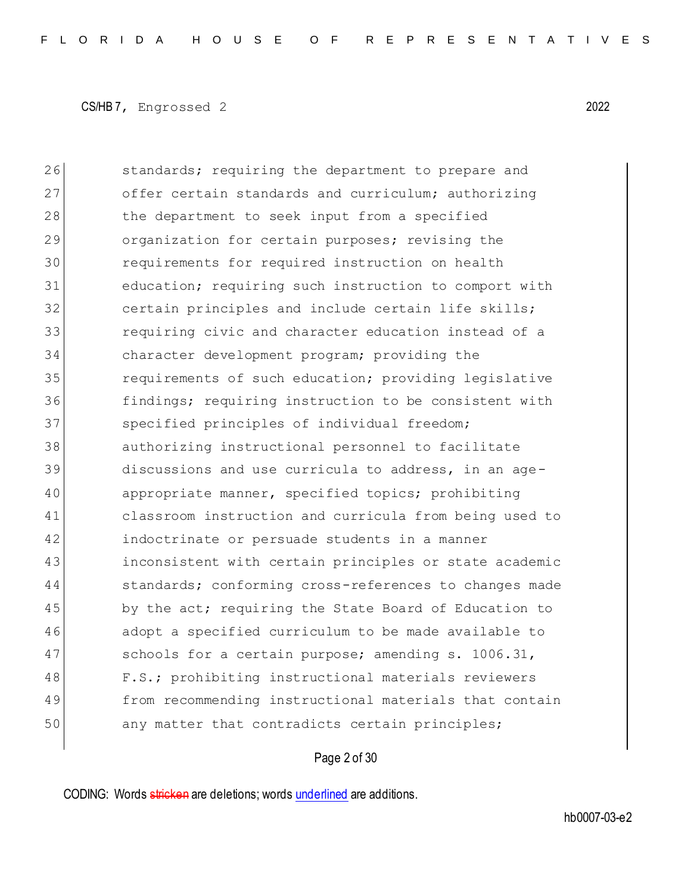26 standards; requiring the department to prepare and
27 offer certain standards and curriculum; authorizing
28 the department to seek input from a specified
29 organization for certain purposes; revising the
30 requirements for required instruction on health
31 education; requiring such instruction to comport with
32 certain principles and include certain life skills;
33 requiring civic and character education instead of a
34 character development program; providing the
35 requirements of such education; providing legislative
36 findings; requiring instruction to be consistent with
37 specified principles of individual freedom;
38 authorizing instructional personnel to facilitate
39 discussions and use curricula to address, in an age-
40 appropriate manner, specified topics; prohibiting
41 classroom instruction and curricula from being used to
42 indoctrinate or persuade students in a manner
43 inconsistent with certain principles or state academic
44 standards; conforming cross-references to changes made
45 by the act; requiring the State Board of Education to
46 adopt a specified curriculum to be made available to
47 schools for a certain purpose; amending s. 1006.31,
48 F.S.; prohibiting instructional materials reviewers
49 from recommending instructional materials that contain
50 any matter that contradicts certain principles;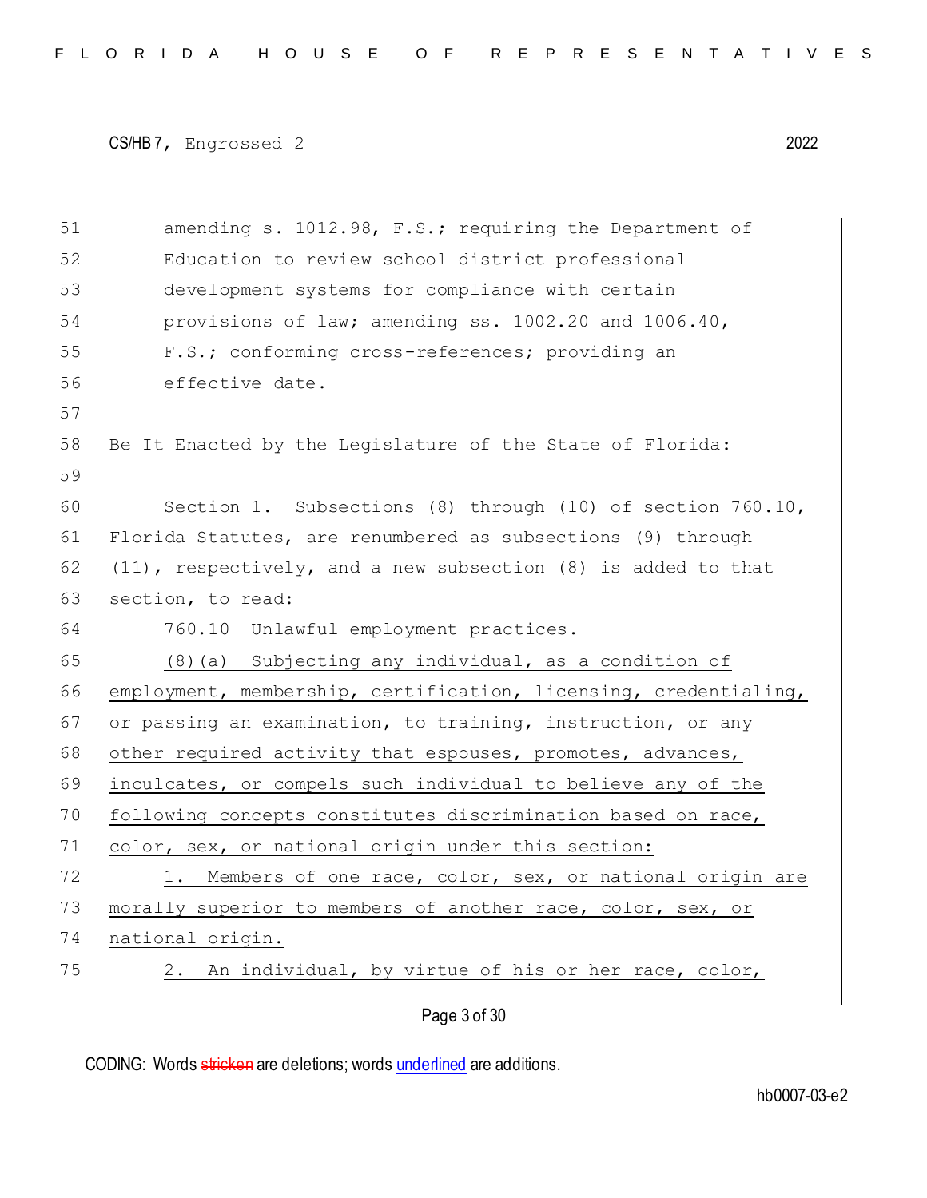amending s. 1012.98, F.S.; requiring the Department of Education to review school district professional development systems for compliance with certain provisions of law; amending ss. 1002.20 and 1006.40, F.S.; conforming cross-references; providing an effective date.

Be It Enacted by the Legislature of the State of Florida:

Section 1. Subsections (8) through (10) of section 760.10, Florida Statutes, are renumbered as subsections (9) through (11), respectively, and a new subsection (8) is added to that section, to read:

760.10 Unlawful employment practices.—

<u>(8)(a) Subjecting any individual, as a condition of employment, membership, certification, licensing, credentialing, or passing an examination, to training, instruction, or any other required activity that espouses, promotes, advances, inculcates, or compels such individual to believe any of the following concepts constitutes discrimination based on race, color, sex, or national origin under this section:</u>

<u>1. Members of one race, color, sex, or national origin are morally superior to members of another race, color, sex, or national origin.</u>

<u>2. An individual, by virtue of his or her race, color,</u>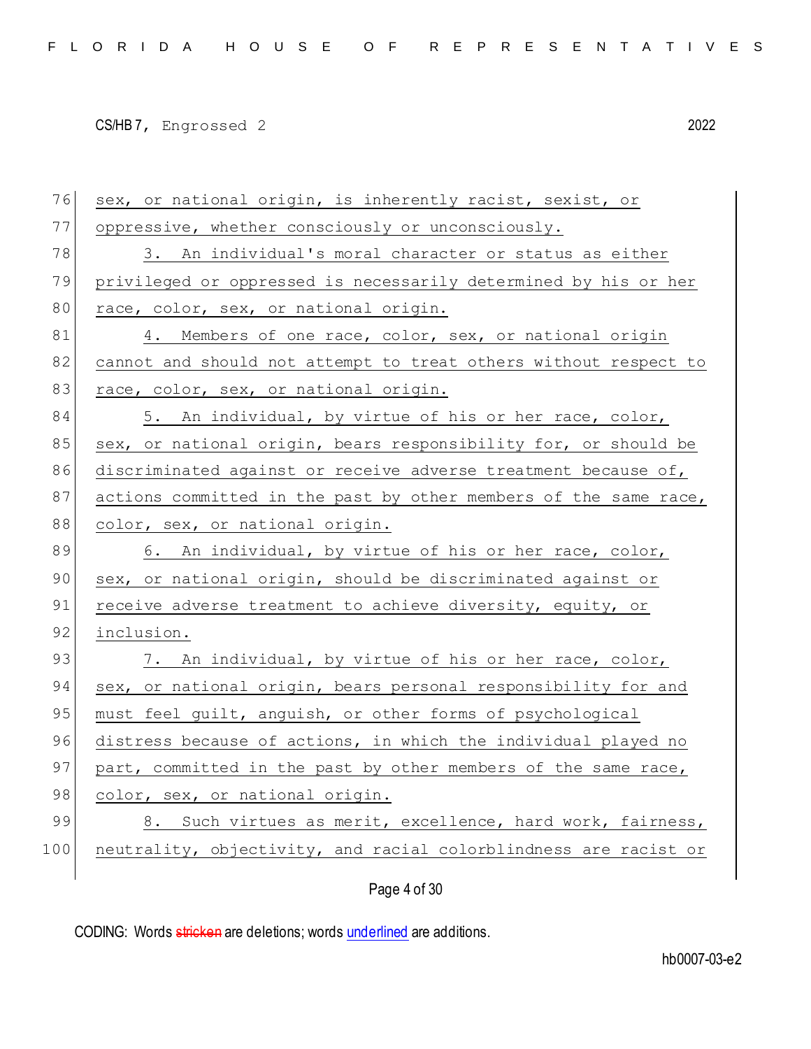sex, or national origin, is inherently racist, sexist, or oppressive, whether consciously or unconsciously.

3. An individual's moral character or status as either privileged or oppressed is necessarily determined by his or her race, color, sex, or national origin.

4. Members of one race, color, sex, or national origin cannot and should not attempt to treat others without respect to race, color, sex, or national origin.

5. An individual, by virtue of his or her race, color, sex, or national origin, bears responsibility for, or should be discriminated against or receive adverse treatment because of, actions committed in the past by other members of the same race, color, sex, or national origin.

6. An individual, by virtue of his or her race, color, sex, or national origin, should be discriminated against or receive adverse treatment to achieve diversity, equity, or inclusion.

7. An individual, by virtue of his or her race, color, sex, or national origin, bears personal responsibility for and must feel guilt, anguish, or other forms of psychological distress because of actions, in which the individual played no part, committed in the past by other members of the same race, color, sex, or national origin.

8. Such virtues as merit, excellence, hard work, fairness, neutrality, objectivity, and racial colorblindness are racist or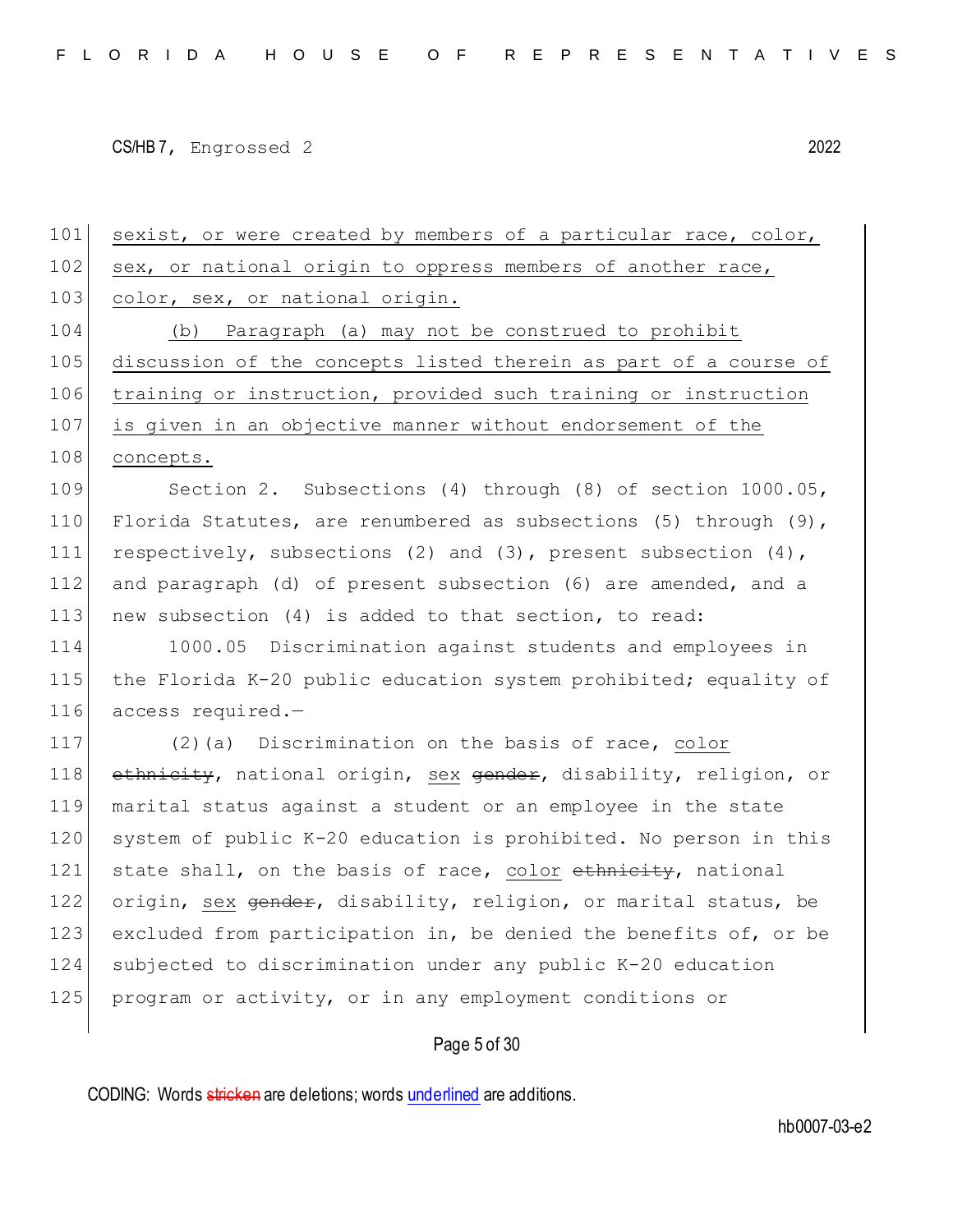sexist, or were created by members of a particular race, color, sex, or national origin to oppress members of another race, color, sex, or national origin.

(b) Paragraph (a) may not be construed to prohibit discussion of the concepts listed therein as part of a course of training or instruction, provided such training or instruction is given in an objective manner without endorsement of the concepts.

Section 2. Subsections (4) through (8) of section 1000.05, Florida Statutes, are renumbered as subsections (5) through (9), respectively, subsections (2) and (3), present subsection (4), and paragraph (d) of present subsection (6) are amended, and a new subsection (4) is added to that section, to read:

1000.05 Discrimination against students and employees in the Florida K-20 public education system prohibited; equality of access required.—

(2)(a) Discrimination on the basis of race, color ~~ethnicity~~, national origin, sex ~~gender~~, disability, religion, or marital status against a student or an employee in the state system of public K-20 education is prohibited. No person in this state shall, on the basis of race, color ~~ethnicity~~, national origin, sex ~~gender~~, disability, religion, or marital status, be excluded from participation in, be denied the benefits of, or be subjected to discrimination under any public K-20 education program or activity, or in any employment conditions or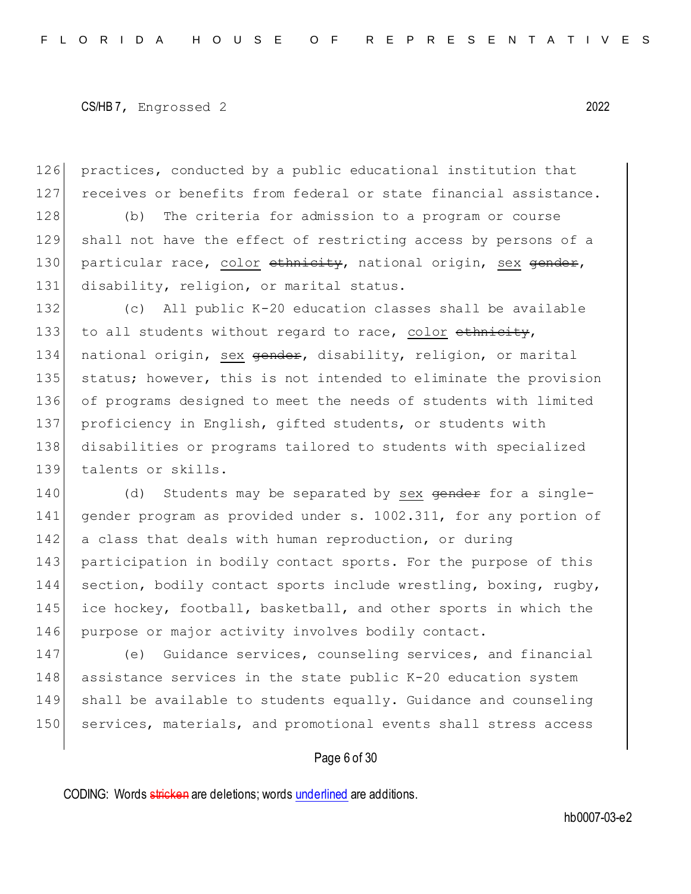practices, conducted by a public educational institution that receives or benefits from federal or state financial assistance.

(b) The criteria for admission to a program or course shall not have the effect of restricting access by persons of a particular race, <u>color</u> ~~ethnicity~~, national origin, <u>sex</u> ~~gender~~, disability, religion, or marital status.

(c) All public K-20 education classes shall be available to all students without regard to race, <u>color</u> ~~ethnicity~~, national origin, <u>sex</u> ~~gender~~, disability, religion, or marital status; however, this is not intended to eliminate the provision of programs designed to meet the needs of students with limited proficiency in English, gifted students, or students with disabilities or programs tailored to students with specialized talents or skills.

(d) Students may be separated by <u>sex</u> ~~gender~~ for a single-gender program as provided under s. 1002.311, for any portion of a class that deals with human reproduction, or during participation in bodily contact sports. For the purpose of this section, bodily contact sports include wrestling, boxing, rugby, ice hockey, football, basketball, and other sports in which the purpose or major activity involves bodily contact.

(e) Guidance services, counseling services, and financial assistance services in the state public K-20 education system shall be available to students equally. Guidance and counseling services, materials, and promotional events shall stress access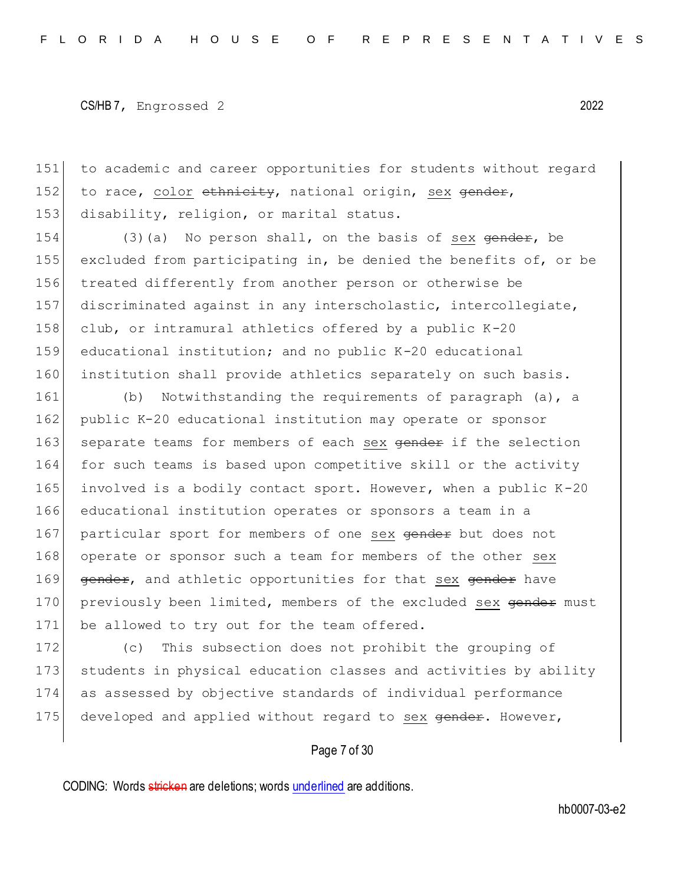151 to academic and career opportunities for students without regard
152 to race, <u>color</u> ~~ethnicity~~, national origin, <u>sex</u> ~~gender~~,
153 disability, religion, or marital status.

154 (3)(a) No person shall, on the basis of <u>sex</u> ~~gender~~, be
155 excluded from participating in, be denied the benefits of, or be
156 treated differently from another person or otherwise be
157 discriminated against in any interscholastic, intercollegiate,
158 club, or intramural athletics offered by a public K-20
159 educational institution; and no public K-20 educational
160 institution shall provide athletics separately on such basis.

161 (b) Notwithstanding the requirements of paragraph (a), a
162 public K-20 educational institution may operate or sponsor
163 separate teams for members of each <u>sex</u> ~~gender~~ if the selection
164 for such teams is based upon competitive skill or the activity
165 involved is a bodily contact sport. However, when a public K-20
166 educational institution operates or sponsors a team in a
167 particular sport for members of one <u>sex</u> ~~gender~~ but does not
168 operate or sponsor such a team for members of the other <u>sex</u>
169 ~~gender~~, and athletic opportunities for that <u>sex</u> ~~gender~~ have
170 previously been limited, members of the excluded <u>sex</u> ~~gender~~ must
171 be allowed to try out for the team offered.

172 (c) This subsection does not prohibit the grouping of
173 students in physical education classes and activities by ability
174 as assessed by objective standards of individual performance
175 developed and applied without regard to <u>sex</u> ~~gender~~. However,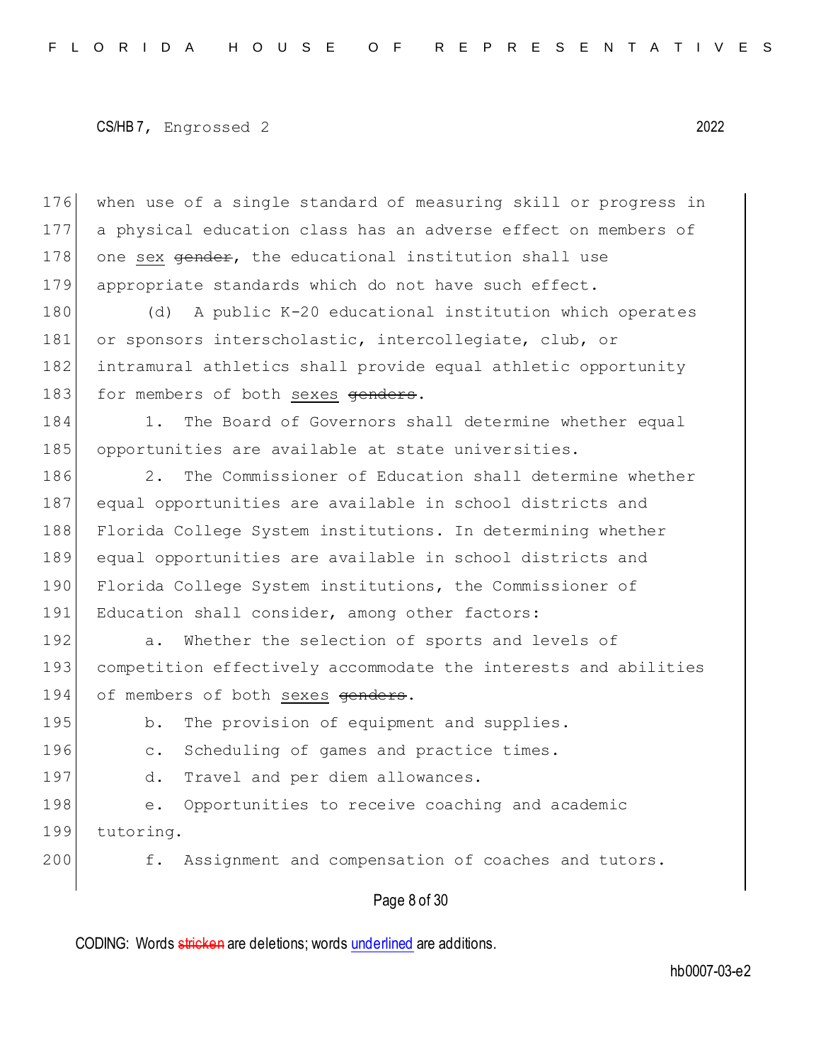when use of a single standard of measuring skill or progress in a physical education class has an adverse effect on members of one <u>sex</u> ~~gender~~, the educational institution shall use appropriate standards which do not have such effect.

(d) A public K-20 educational institution which operates or sponsors interscholastic, intercollegiate, club, or intramural athletics shall provide equal athletic opportunity for members of both <u>sexes</u> ~~genders~~.

1. The Board of Governors shall determine whether equal opportunities are available at state universities.

2. The Commissioner of Education shall determine whether equal opportunities are available in school districts and Florida College System institutions. In determining whether equal opportunities are available in school districts and Florida College System institutions, the Commissioner of Education shall consider, among other factors:

a. Whether the selection of sports and levels of competition effectively accommodate the interests and abilities of members of both <u>sexes</u> ~~genders~~.

b. The provision of equipment and supplies.

c. Scheduling of games and practice times.

d. Travel and per diem allowances.

e. Opportunities to receive coaching and academic tutoring.

f. Assignment and compensation of coaches and tutors.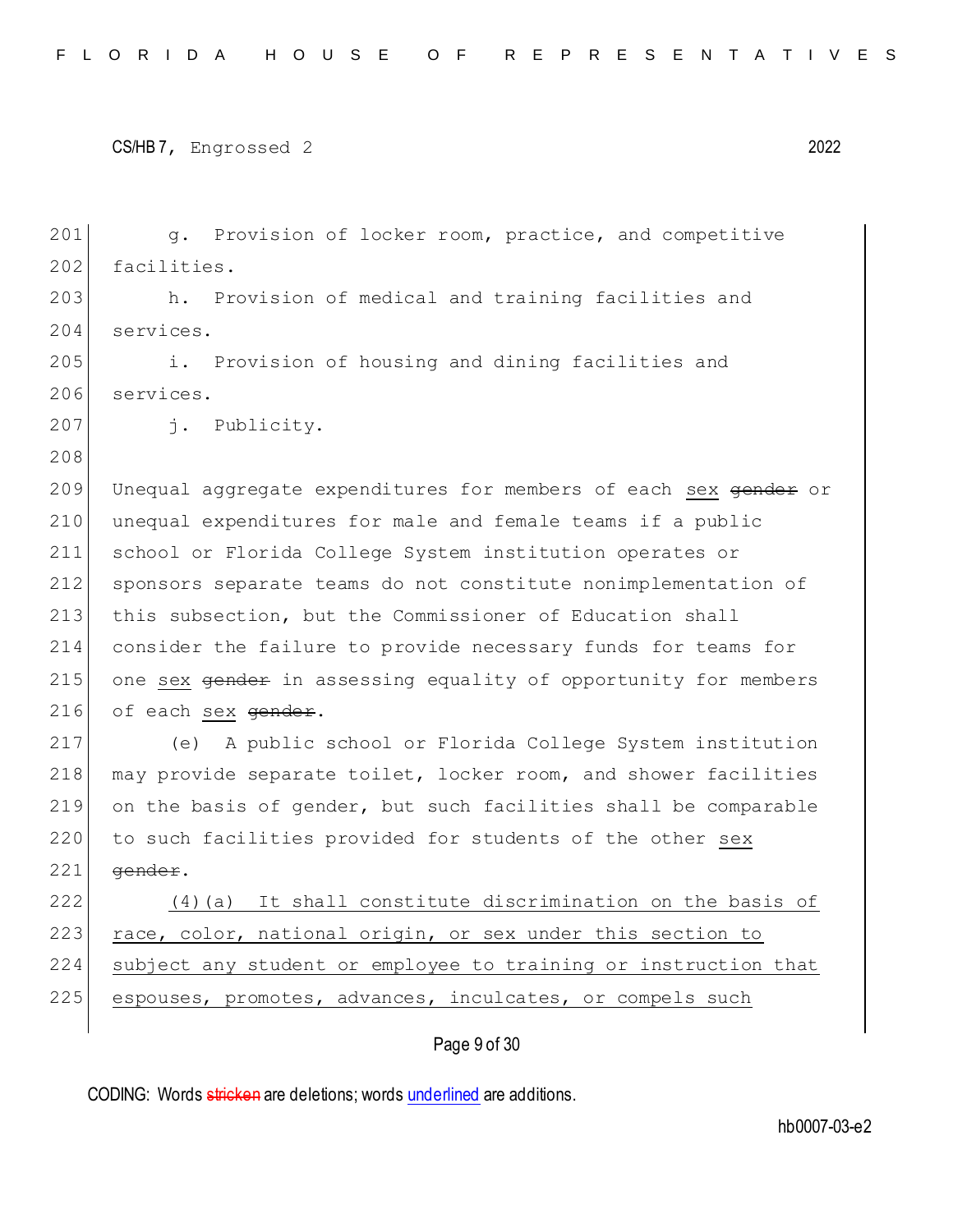g. Provision of locker room, practice, and competitive facilities.

h. Provision of medical and training facilities and services.

i. Provision of housing and dining facilities and services.

j. Publicity.

Unequal aggregate expenditures for members of each <u>sex</u> ~~gender~~ or unequal expenditures for male and female teams if a public school or Florida College System institution operates or sponsors separate teams do not constitute nonimplementation of this subsection, but the Commissioner of Education shall consider the failure to provide necessary funds for teams for one <u>sex</u> ~~gender~~ in assessing equality of opportunity for members of each <u>sex</u> ~~gender~~.

(e) A public school or Florida College System institution may provide separate toilet, locker room, and shower facilities on the basis of gender, but such facilities shall be comparable to such facilities provided for students of the other <u>sex</u> ~~gender~~.

<u>(4)(a) It shall constitute discrimination on the basis of race, color, national origin, or sex under this section to subject any student or employee to training or instruction that espouses, promotes, advances, inculcates, or compels such</u>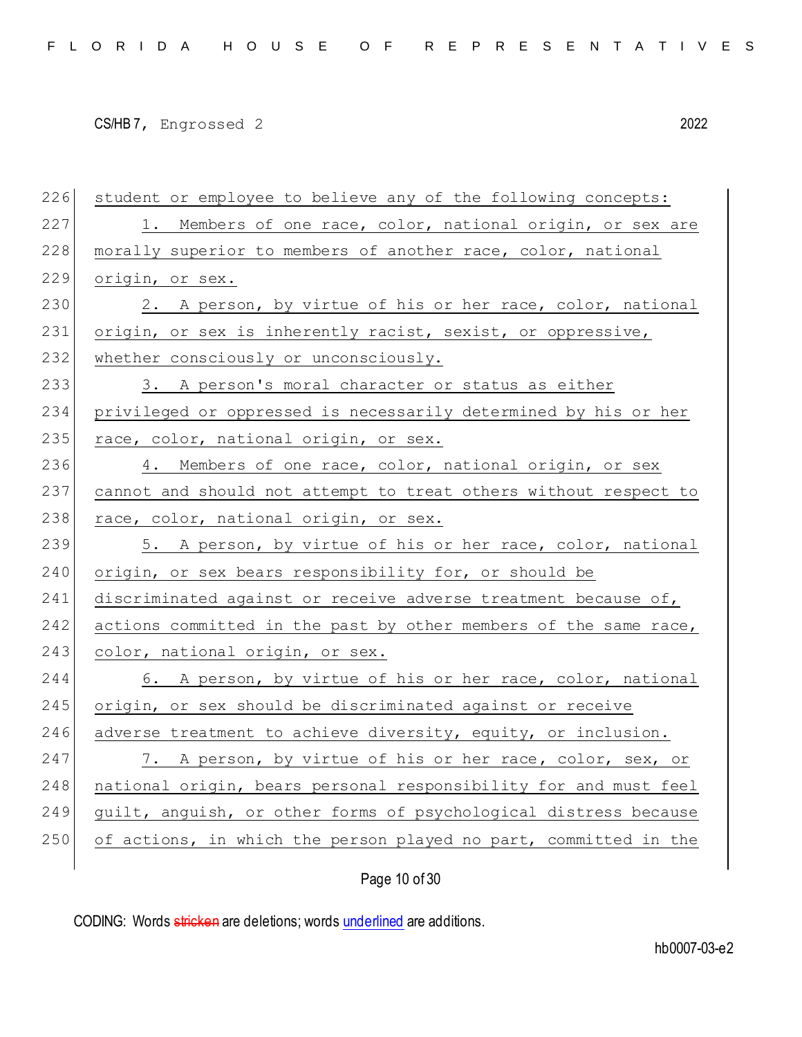226 student or employee to believe any of the following concepts:

227 1. Members of one race, color, national origin, or sex are

228 morally superior to members of another race, color, national

229 origin, or sex.

230 2. A person, by virtue of his or her race, color, national

231 origin, or sex is inherently racist, sexist, or oppressive,

232 whether consciously or unconsciously.

233 3. A person's moral character or status as either

234 privileged or oppressed is necessarily determined by his or her

235 race, color, national origin, or sex.

236 4. Members of one race, color, national origin, or sex

237 cannot and should not attempt to treat others without respect to

238 race, color, national origin, or sex.

239 5. A person, by virtue of his or her race, color, national

240 origin, or sex bears responsibility for, or should be

241 discriminated against or receive adverse treatment because of,

242 actions committed in the past by other members of the same race,

243 color, national origin, or sex.

244 6. A person, by virtue of his or her race, color, national

245 origin, or sex should be discriminated against or receive

246 adverse treatment to achieve diversity, equity, or inclusion.

247 7. A person, by virtue of his or her race, color, sex, or

248 national origin, bears personal responsibility for and must feel

249 guilt, anguish, or other forms of psychological distress because

250 of actions, in which the person played no part, committed in the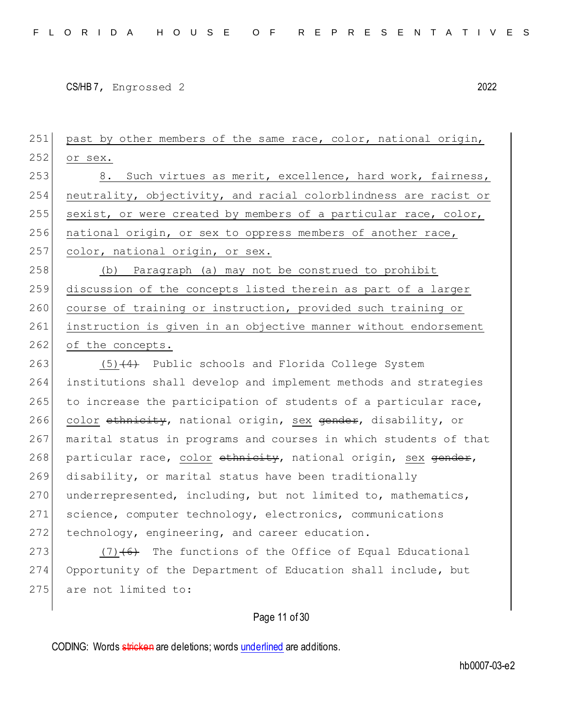past by other members of the same race, color, national origin, or sex.

8. Such virtues as merit, excellence, hard work, fairness, neutrality, objectivity, and racial colorblindness are racist or sexist, or were created by members of a particular race, color, national origin, or sex to oppress members of another race, color, national origin, or sex.

(b) Paragraph (a) may not be construed to prohibit discussion of the concepts listed therein as part of a larger course of training or instruction, provided such training or instruction is given in an objective manner without endorsement of the concepts.

(5)~~(4)~~ Public schools and Florida College System institutions shall develop and implement methods and strategies to increase the participation of students of a particular race, color ~~ethnicity~~, national origin, sex ~~gender~~, disability, or marital status in programs and courses in which students of that particular race, color ~~ethnicity~~, national origin, sex ~~gender~~, disability, or marital status have been traditionally underrepresented, including, but not limited to, mathematics, science, computer technology, electronics, communications technology, engineering, and career education.

(7)~~(6)~~ The functions of the Office of Equal Educational Opportunity of the Department of Education shall include, but are not limited to: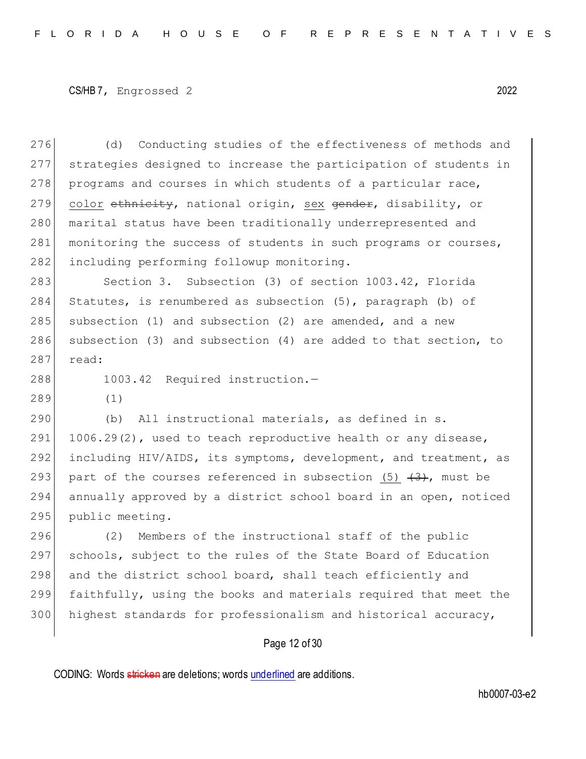(d) Conducting studies of the effectiveness of methods and strategies designed to increase the participation of students in programs and courses in which students of a particular race, <u>color</u> ~~ethnicity~~, national origin, <u>sex</u> ~~gender~~, disability, or marital status have been traditionally underrepresented and monitoring the success of students in such programs or courses, including performing followup monitoring.

Section 3. Subsection (3) of section 1003.42, Florida Statutes, is renumbered as subsection (5), paragraph (b) of subsection (1) and subsection (2) are amended, and a new subsection (3) and subsection (4) are added to that section, to read:

1003.42 Required instruction.—

(1)

(b) All instructional materials, as defined in s. 1006.29(2), used to teach reproductive health or any disease, including HIV/AIDS, its symptoms, development, and treatment, as part of the courses referenced in subsection <u>(5)</u> ~~(3)~~, must be annually approved by a district school board in an open, noticed public meeting.

(2) Members of the instructional staff of the public schools, subject to the rules of the State Board of Education and the district school board, shall teach efficiently and faithfully, using the books and materials required that meet the highest standards for professionalism and historical accuracy,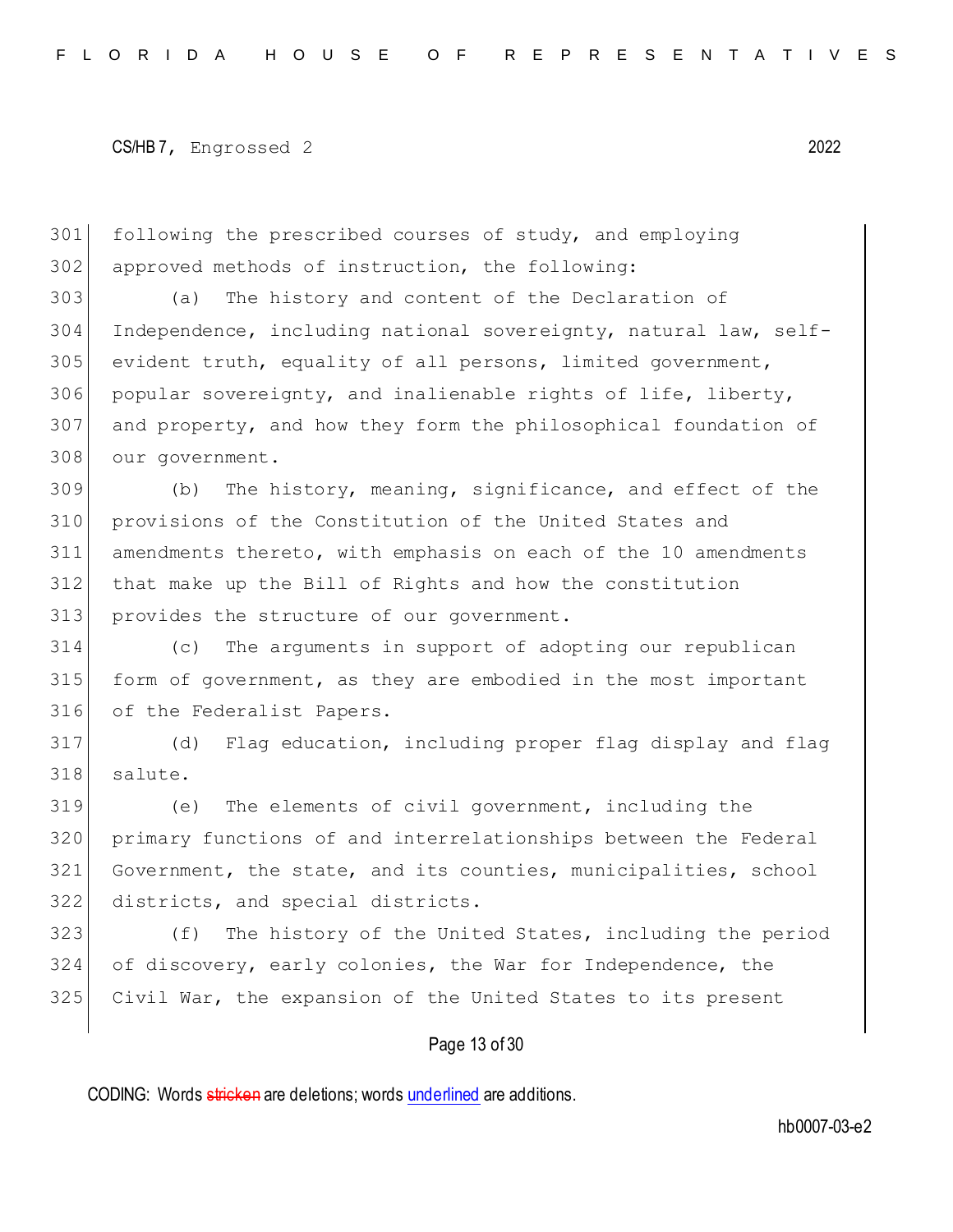following the prescribed courses of study, and employing approved methods of instruction, the following:

(a) The history and content of the Declaration of Independence, including national sovereignty, natural law, self-evident truth, equality of all persons, limited government, popular sovereignty, and inalienable rights of life, liberty, and property, and how they form the philosophical foundation of our government.

(b) The history, meaning, significance, and effect of the provisions of the Constitution of the United States and amendments thereto, with emphasis on each of the 10 amendments that make up the Bill of Rights and how the constitution provides the structure of our government.

(c) The arguments in support of adopting our republican form of government, as they are embodied in the most important of the Federalist Papers.

(d) Flag education, including proper flag display and flag salute.

(e) The elements of civil government, including the primary functions of and interrelationships between the Federal Government, the state, and its counties, municipalities, school districts, and special districts.

(f) The history of the United States, including the period of discovery, early colonies, the War for Independence, the Civil War, the expansion of the United States to its present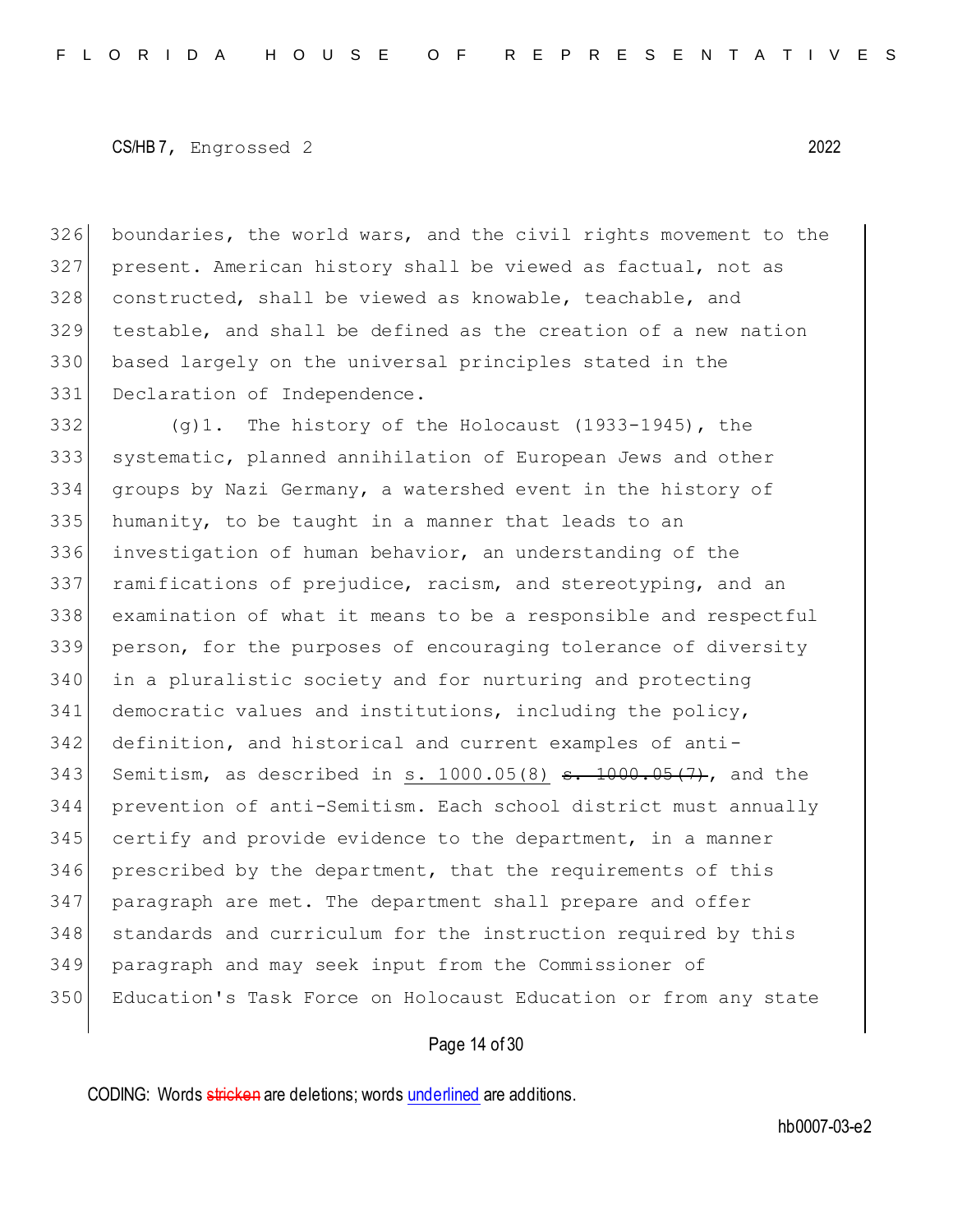boundaries, the world wars, and the civil rights movement to the present. American history shall be viewed as factual, not as constructed, shall be viewed as knowable, teachable, and testable, and shall be defined as the creation of a new nation based largely on the universal principles stated in the Declaration of Independence.

(g)1. The history of the Holocaust (1933-1945), the systematic, planned annihilation of European Jews and other groups by Nazi Germany, a watershed event in the history of humanity, to be taught in a manner that leads to an investigation of human behavior, an understanding of the ramifications of prejudice, racism, and stereotyping, and an examination of what it means to be a responsible and respectful person, for the purposes of encouraging tolerance of diversity in a pluralistic society and for nurturing and protecting democratic values and institutions, including the policy, definition, and historical and current examples of anti-Semitism, as described in <u>s. 1000.05(8)</u> ~~s. 1000.05(7)~~, and the prevention of anti-Semitism. Each school district must annually certify and provide evidence to the department, in a manner prescribed by the department, that the requirements of this paragraph are met. The department shall prepare and offer standards and curriculum for the instruction required by this paragraph and may seek input from the Commissioner of Education's Task Force on Holocaust Education or from any state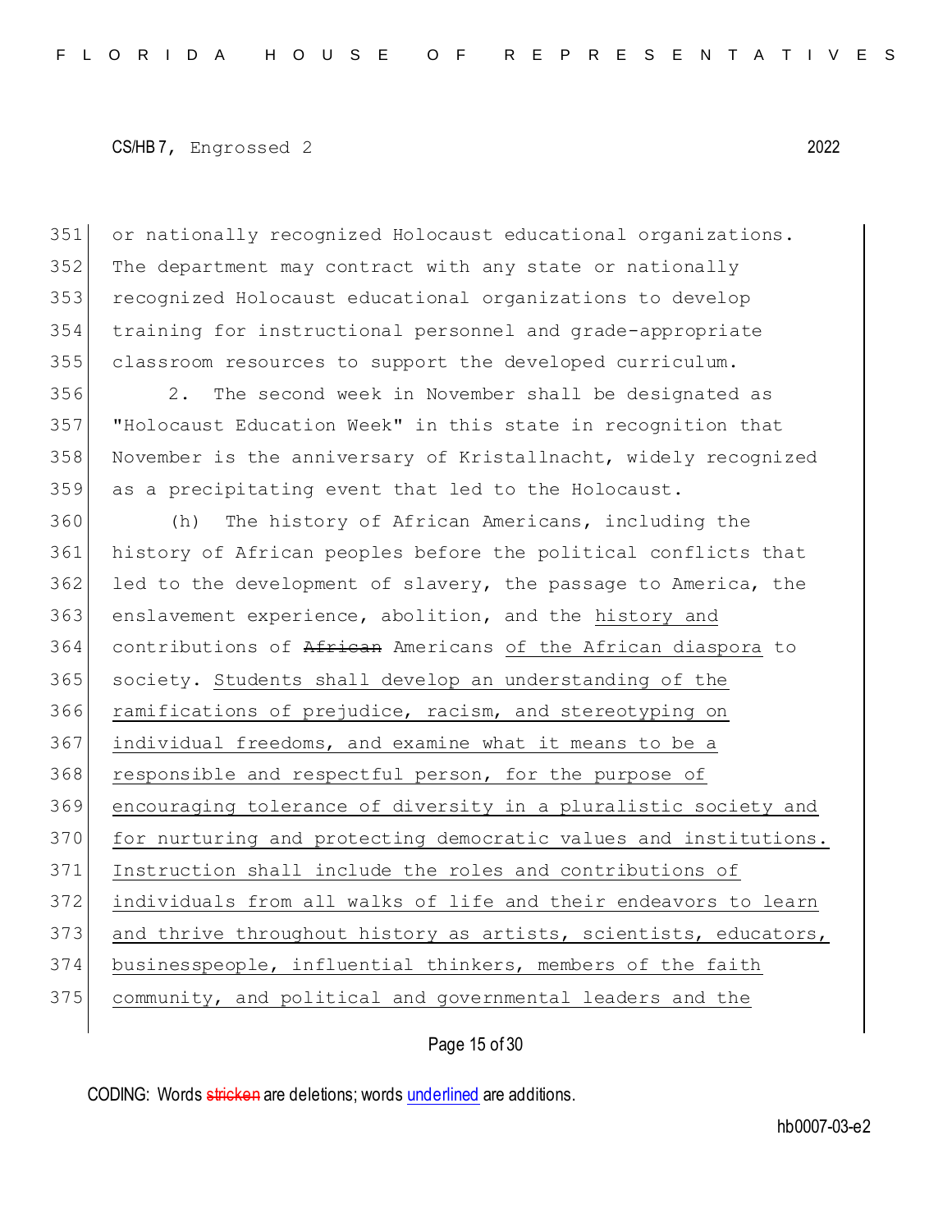or nationally recognized Holocaust educational organizations. The department may contract with any state or nationally recognized Holocaust educational organizations to develop training for instructional personnel and grade-appropriate classroom resources to support the developed curriculum.

2. The second week in November shall be designated as "Holocaust Education Week" in this state in recognition that November is the anniversary of Kristallnacht, widely recognized as a precipitating event that led to the Holocaust.

(h) The history of African Americans, including the history of African peoples before the political conflicts that led to the development of slavery, the passage to America, the enslavement experience, abolition, and the <u>history and</u> contributions of ~~African~~ Americans <u>of the African diaspora</u> to society. <u>Students shall develop an understanding of the ramifications of prejudice, racism, and stereotyping on individual freedoms, and examine what it means to be a responsible and respectful person, for the purpose of encouraging tolerance of diversity in a pluralistic society and for nurturing and protecting democratic values and institutions. Instruction shall include the roles and contributions of individuals from all walks of life and their endeavors to learn and thrive throughout history as artists, scientists, educators, businesspeople, influential thinkers, members of the faith community, and political and governmental leaders and the</u>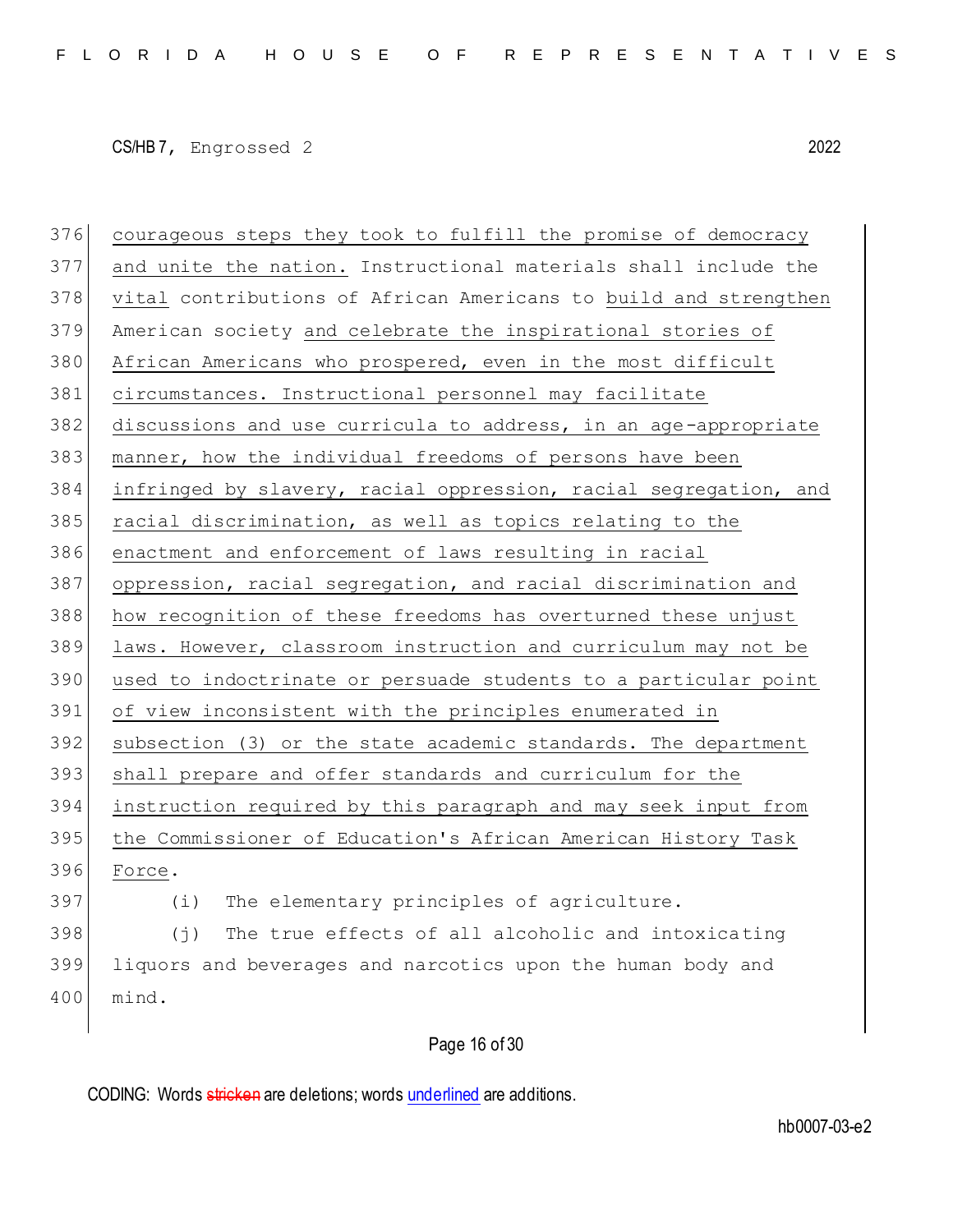courageous steps they took to fulfill the promise of democracy and unite the nation. Instructional materials shall include the vital contributions of African Americans to build and strengthen American society and celebrate the inspirational stories of African Americans who prospered, even in the most difficult circumstances. Instructional personnel may facilitate discussions and use curricula to address, in an age-appropriate manner, how the individual freedoms of persons have been infringed by slavery, racial oppression, racial segregation, and racial discrimination, as well as topics relating to the enactment and enforcement of laws resulting in racial oppression, racial segregation, and racial discrimination and how recognition of these freedoms has overturned these unjust laws. However, classroom instruction and curriculum may not be used to indoctrinate or persuade students to a particular point of view inconsistent with the principles enumerated in subsection (3) or the state academic standards. The department shall prepare and offer standards and curriculum for the instruction required by this paragraph and may seek input from the Commissioner of Education's African American History Task Force.

(i) The elementary principles of agriculture.

(j) The true effects of all alcoholic and intoxicating liquors and beverages and narcotics upon the human body and mind.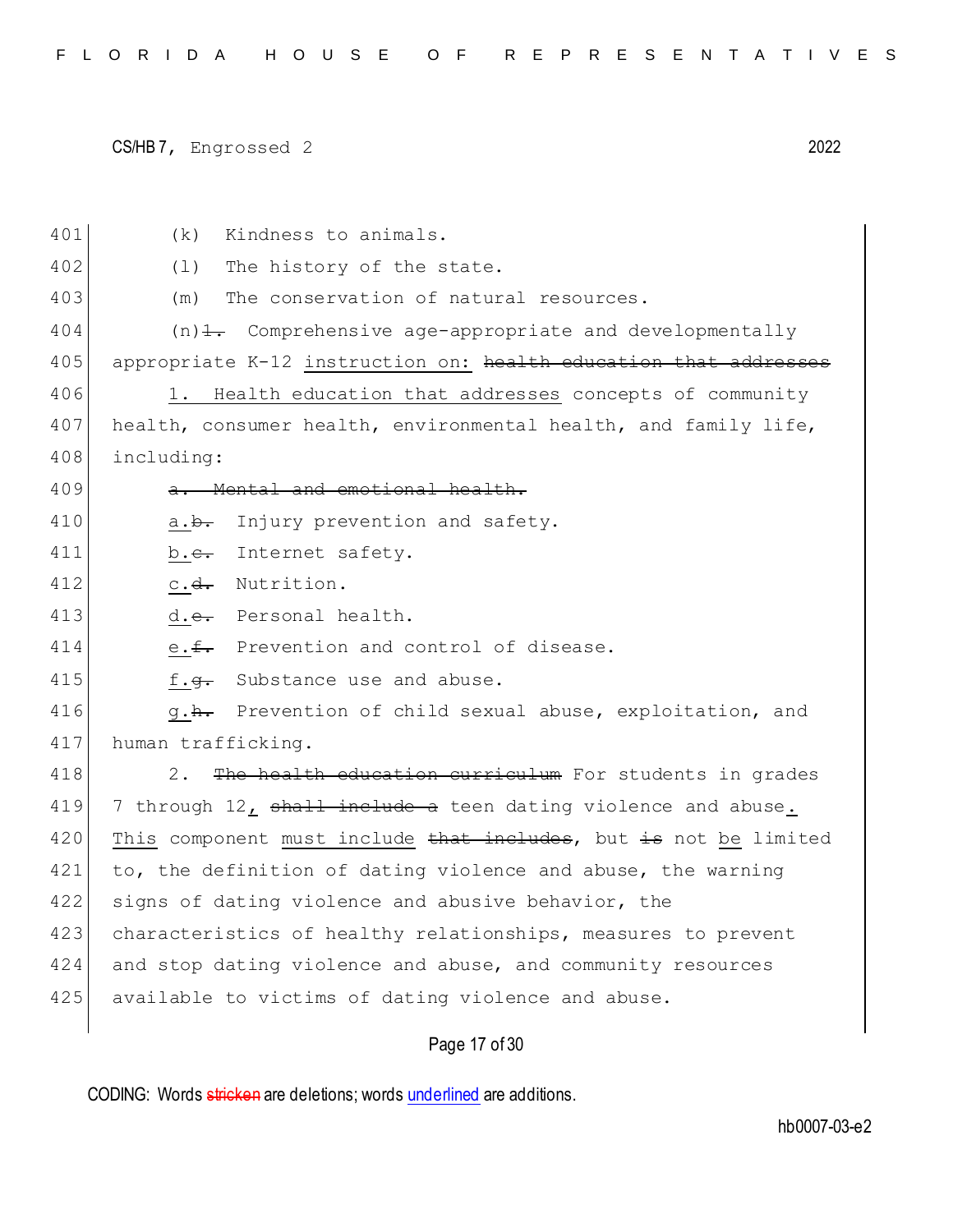(k) Kindness to animals.

(l) The history of the state.

(m) The conservation of natural resources.

(n)~~1.~~ Comprehensive age-appropriate and developmentally appropriate K-12 instruction on: ~~health education that addresses~~

1. Health education that addresses concepts of community health, consumer health, environmental health, and family life, including:

~~a. Mental and emotional health.~~

a.~~b.~~ Injury prevention and safety.

b.~~c.~~ Internet safety.

c.~~d.~~ Nutrition.

d.~~e.~~ Personal health.

e.~~f.~~ Prevention and control of disease.

f.~~g.~~ Substance use and abuse.

g.~~h.~~ Prevention of child sexual abuse, exploitation, and human trafficking.

2. ~~The health education curriculum~~ For students in grades 7 through 12, ~~shall include a~~ teen dating violence and abuse. This component must include ~~that includes~~, but ~~is~~ not be limited to, the definition of dating violence and abuse, the warning signs of dating violence and abusive behavior, the characteristics of healthy relationships, measures to prevent and stop dating violence and abuse, and community resources available to victims of dating violence and abuse.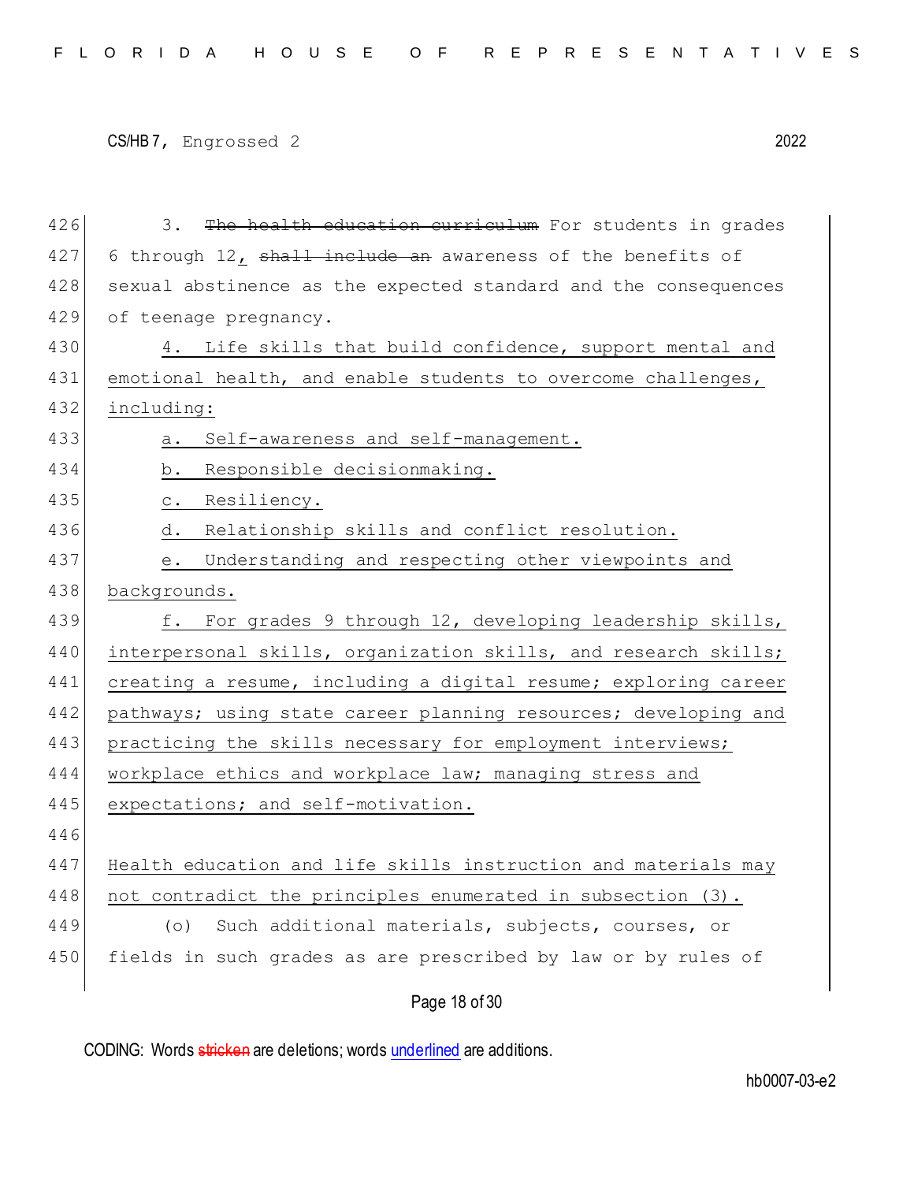3. ~~The health education curriculum~~ For students in grades 6 through 12, ~~shall include an~~ awareness of the benefits of sexual abstinence as the expected standard and the consequences of teenage pregnancy.

<u>4. Life skills that build confidence, support mental and emotional health, and enable students to overcome challenges, including:</u>

<u>a. Self-awareness and self-management.</u>

<u>b. Responsible decisionmaking.</u>

<u>c. Resiliency.</u>

<u>d. Relationship skills and conflict resolution.</u>

<u>e. Understanding and respecting other viewpoints and backgrounds.</u>

<u>f. For grades 9 through 12, developing leadership skills, interpersonal skills, organization skills, and research skills; creating a resume, including a digital resume; exploring career pathways; using state career planning resources; developing and practicing the skills necessary for employment interviews; workplace ethics and workplace law; managing stress and expectations; and self-motivation.</u>

<u>Health education and life skills instruction and materials may not contradict the principles enumerated in subsection (3).</u>

(o) Such additional materials, subjects, courses, or fields in such grades as are prescribed by law or by rules of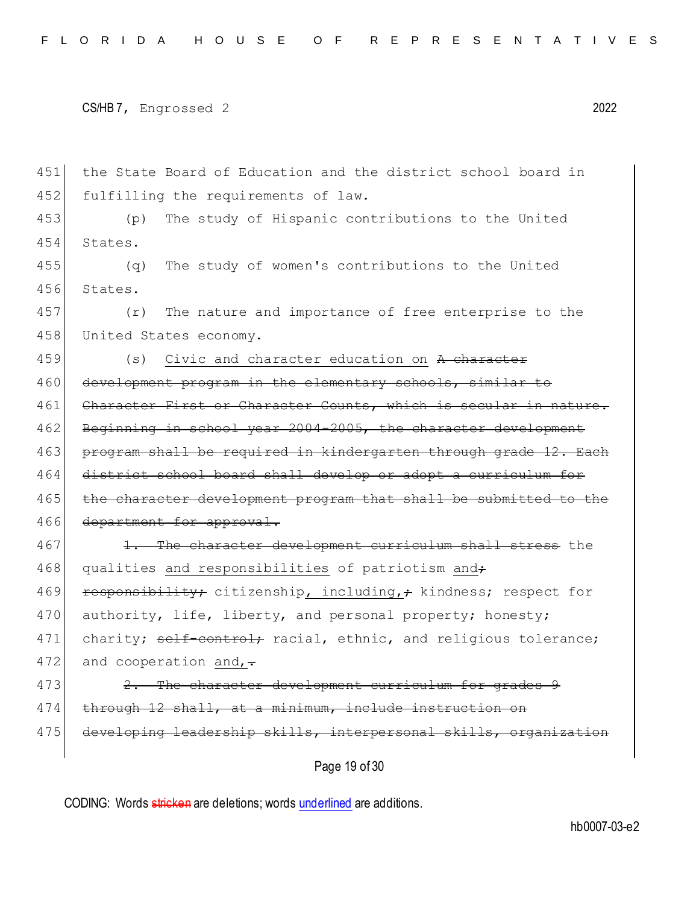451 the State Board of Education and the district school board in
452 fulfilling the requirements of law.

453 (p) The study of Hispanic contributions to the United
454 States.

455 (q) The study of women's contributions to the United
456 States.

457 (r) The nature and importance of free enterprise to the
458 United States economy.

459 (s) Civic and character education on ~~A character~~
460 ~~development program in the elementary schools, similar to~~
461 ~~Character First or Character Counts, which is secular in nature.~~
462 ~~Beginning in school year 2004-2005, the character development~~
463 ~~program shall be required in kindergarten through grade 12. Each~~
464 ~~district school board shall develop or adopt a curriculum for~~
465 ~~the character development program that shall be submitted to the~~
466 ~~department for approval.~~

467 ~~1. The character development curriculum shall stress~~ the
468 qualities and responsibilities of patriotism and~~;~~
469 ~~responsibility;~~ citizenship, including,~~;~~ kindness; respect for
470 authority, life, liberty, and personal property; honesty;
471 charity; ~~self-control;~~ racial, ethnic, and religious tolerance;
472 and cooperation and,~~.~~

473 ~~2. The character development curriculum for grades 9~~
474 ~~through 12 shall, at a minimum, include instruction on~~
475 ~~developing leadership skills, interpersonal skills, organization~~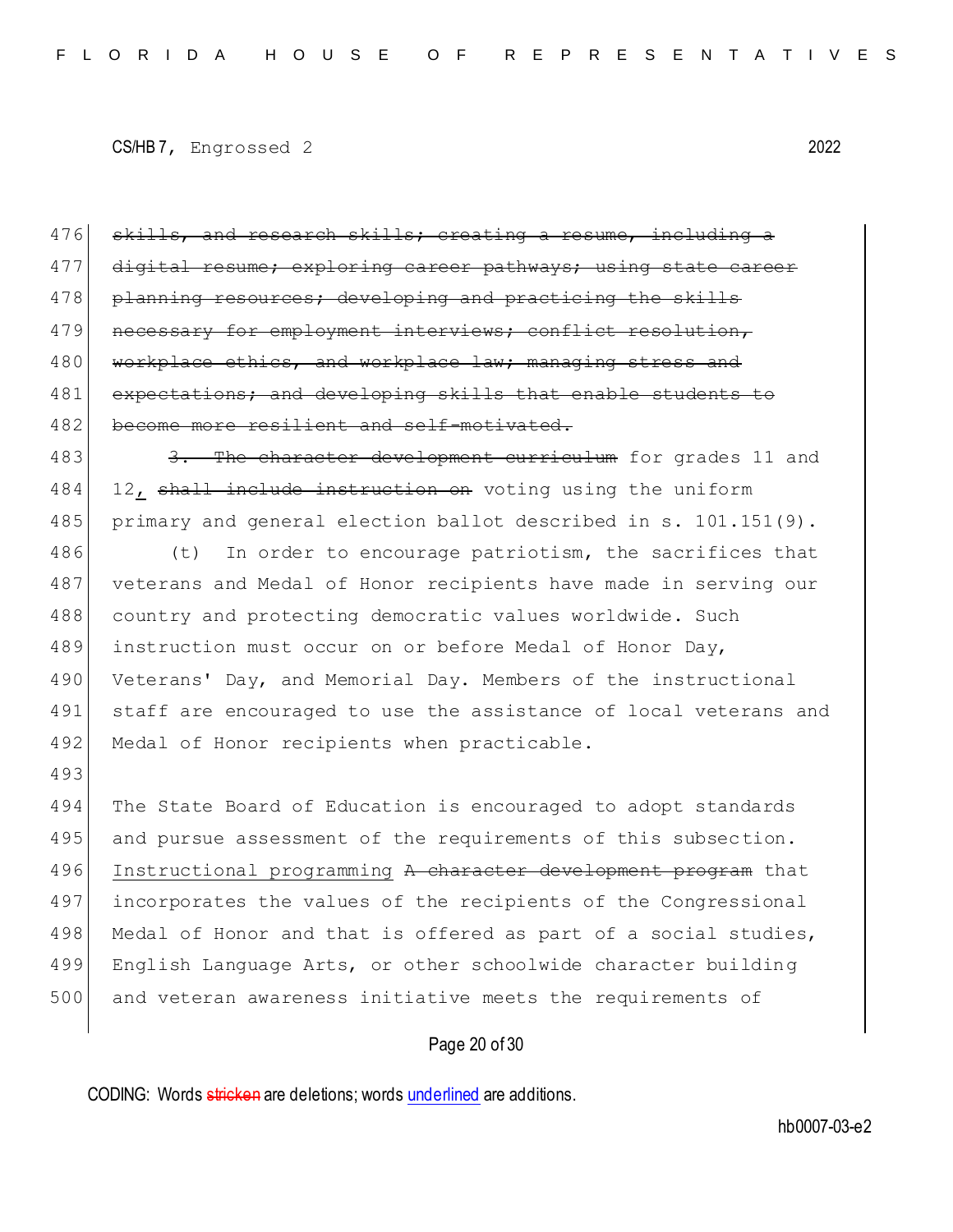476 ~~skills, and research skills; creating a resume, including a~~
477 ~~digital resume; exploring career pathways; using state career~~
478 ~~planning resources; developing and practicing the skills~~
479 ~~necessary for employment interviews; conflict resolution,~~
480 ~~workplace ethics, and workplace law; managing stress and~~
481 ~~expectations; and developing skills that enable students to~~
482 ~~become more resilient and self-motivated.~~

483 ~~3. The character development curriculum~~ for grades 11 and
484 12, ~~shall include instruction on~~ voting using the uniform
485 primary and general election ballot described in s. 101.151(9).

486 (t) In order to encourage patriotism, the sacrifices that
487 veterans and Medal of Honor recipients have made in serving our
488 country and protecting democratic values worldwide. Such
489 instruction must occur on or before Medal of Honor Day,
490 Veterans' Day, and Memorial Day. Members of the instructional
491 staff are encouraged to use the assistance of local veterans and
492 Medal of Honor recipients when practicable.

493

494 The State Board of Education is encouraged to adopt standards
495 and pursue assessment of the requirements of this subsection.
496 Instructional programming ~~A character development program~~ that
497 incorporates the values of the recipients of the Congressional
498 Medal of Honor and that is offered as part of a social studies,
499 English Language Arts, or other schoolwide character building
500 and veteran awareness initiative meets the requirements of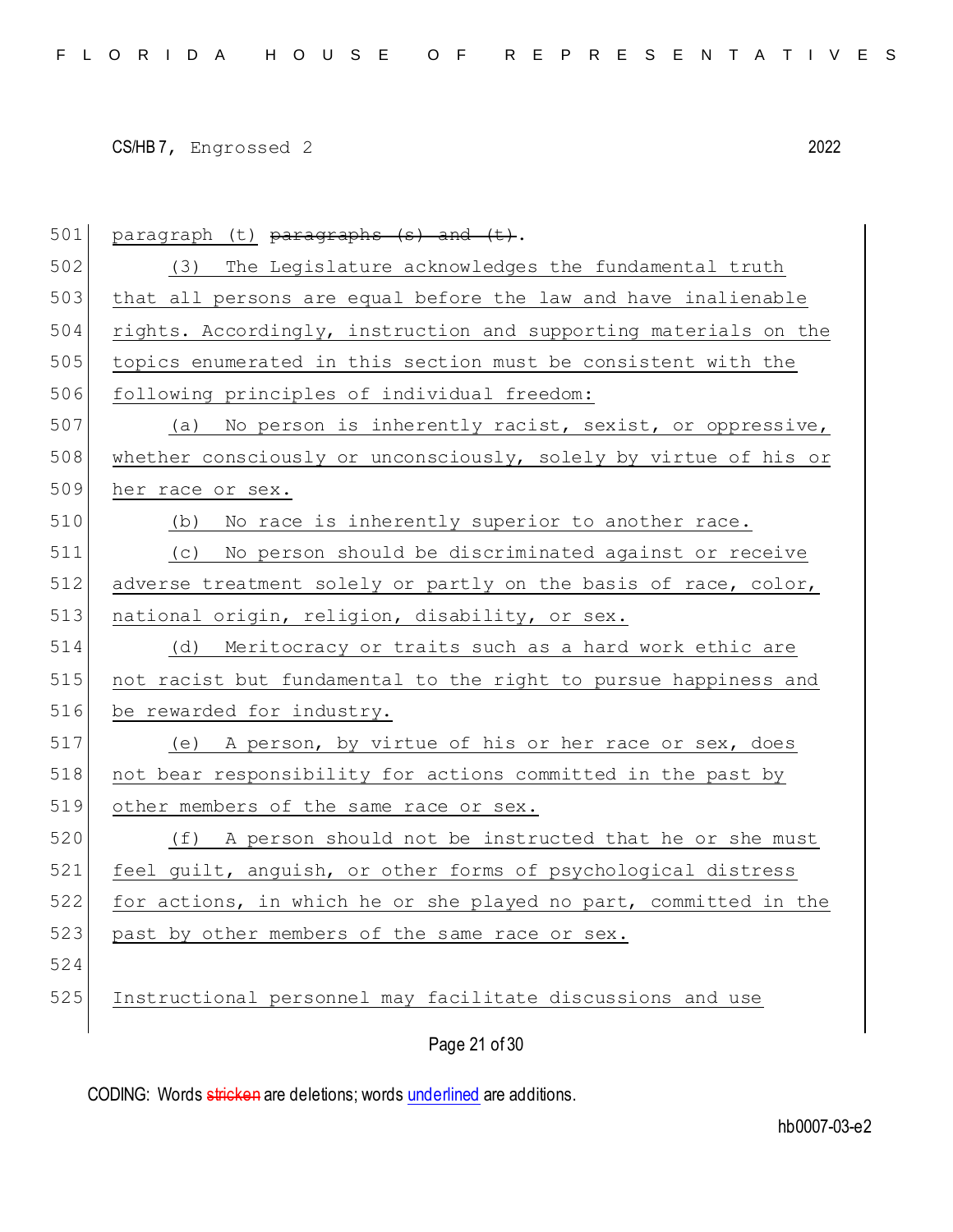paragraph (t) ~~paragraphs (s) and (t)~~.

(3) The Legislature acknowledges the fundamental truth that all persons are equal before the law and have inalienable rights. Accordingly, instruction and supporting materials on the topics enumerated in this section must be consistent with the following principles of individual freedom:

(a) No person is inherently racist, sexist, or oppressive, whether consciously or unconsciously, solely by virtue of his or her race or sex.

(b) No race is inherently superior to another race.

(c) No person should be discriminated against or receive adverse treatment solely or partly on the basis of race, color, national origin, religion, disability, or sex.

(d) Meritocracy or traits such as a hard work ethic are not racist but fundamental to the right to pursue happiness and be rewarded for industry.

(e) A person, by virtue of his or her race or sex, does not bear responsibility for actions committed in the past by other members of the same race or sex.

(f) A person should not be instructed that he or she must feel guilt, anguish, or other forms of psychological distress for actions, in which he or she played no part, committed in the past by other members of the same race or sex.

Instructional personnel may facilitate discussions and use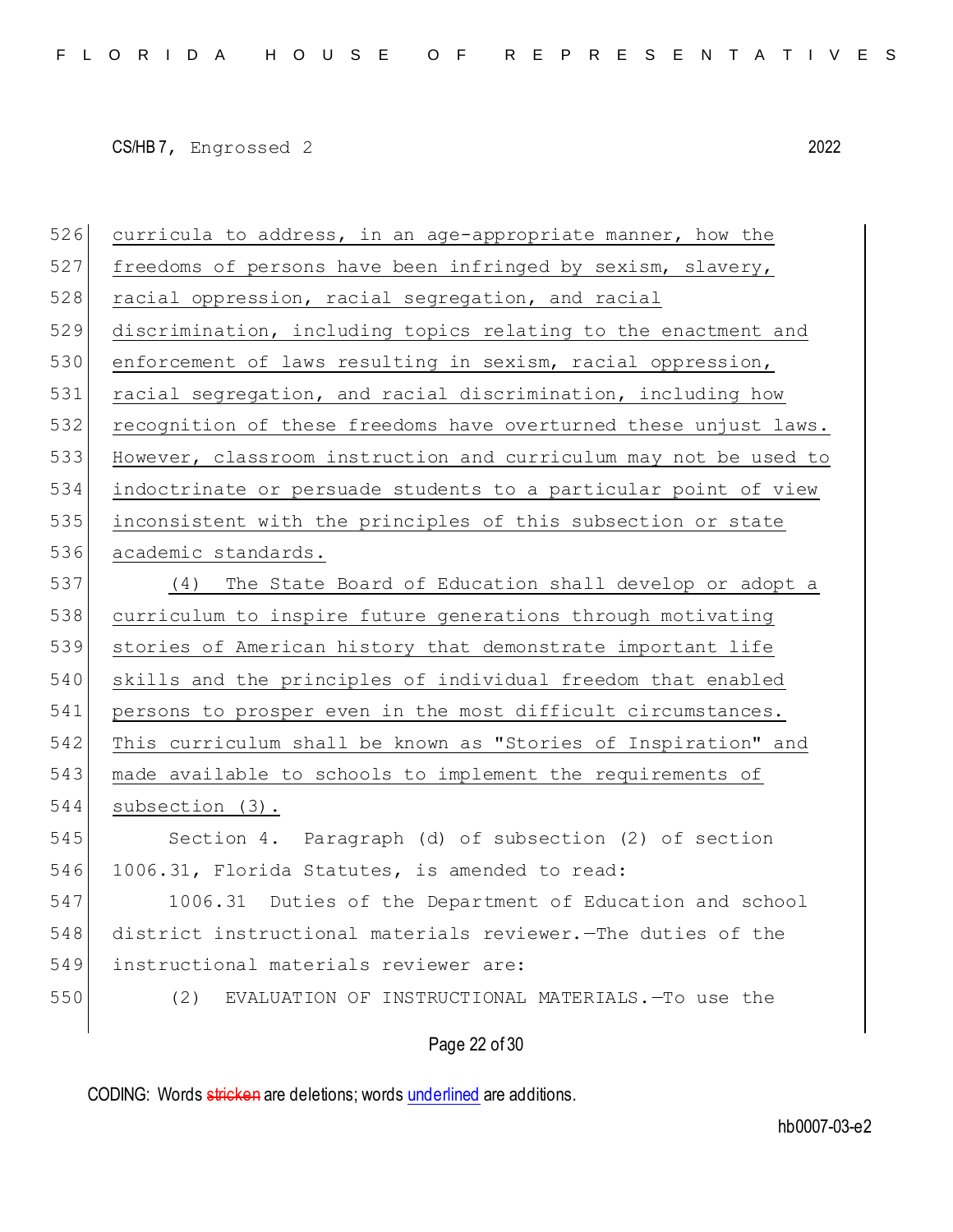curricula to address, in an age-appropriate manner, how the freedoms of persons have been infringed by sexism, slavery, racial oppression, racial segregation, and racial discrimination, including topics relating to the enactment and enforcement of laws resulting in sexism, racial oppression, racial segregation, and racial discrimination, including how recognition of these freedoms have overturned these unjust laws. However, classroom instruction and curriculum may not be used to indoctrinate or persuade students to a particular point of view inconsistent with the principles of this subsection or state academic standards.

(4) The State Board of Education shall develop or adopt a curriculum to inspire future generations through motivating stories of American history that demonstrate important life skills and the principles of individual freedom that enabled persons to prosper even in the most difficult circumstances. This curriculum shall be known as "Stories of Inspiration" and made available to schools to implement the requirements of subsection (3).

Section 4. Paragraph (d) of subsection (2) of section 1006.31, Florida Statutes, is amended to read:

1006.31 Duties of the Department of Education and school district instructional materials reviewer.—The duties of the instructional materials reviewer are:

(2) EVALUATION OF INSTRUCTIONAL MATERIALS.—To use the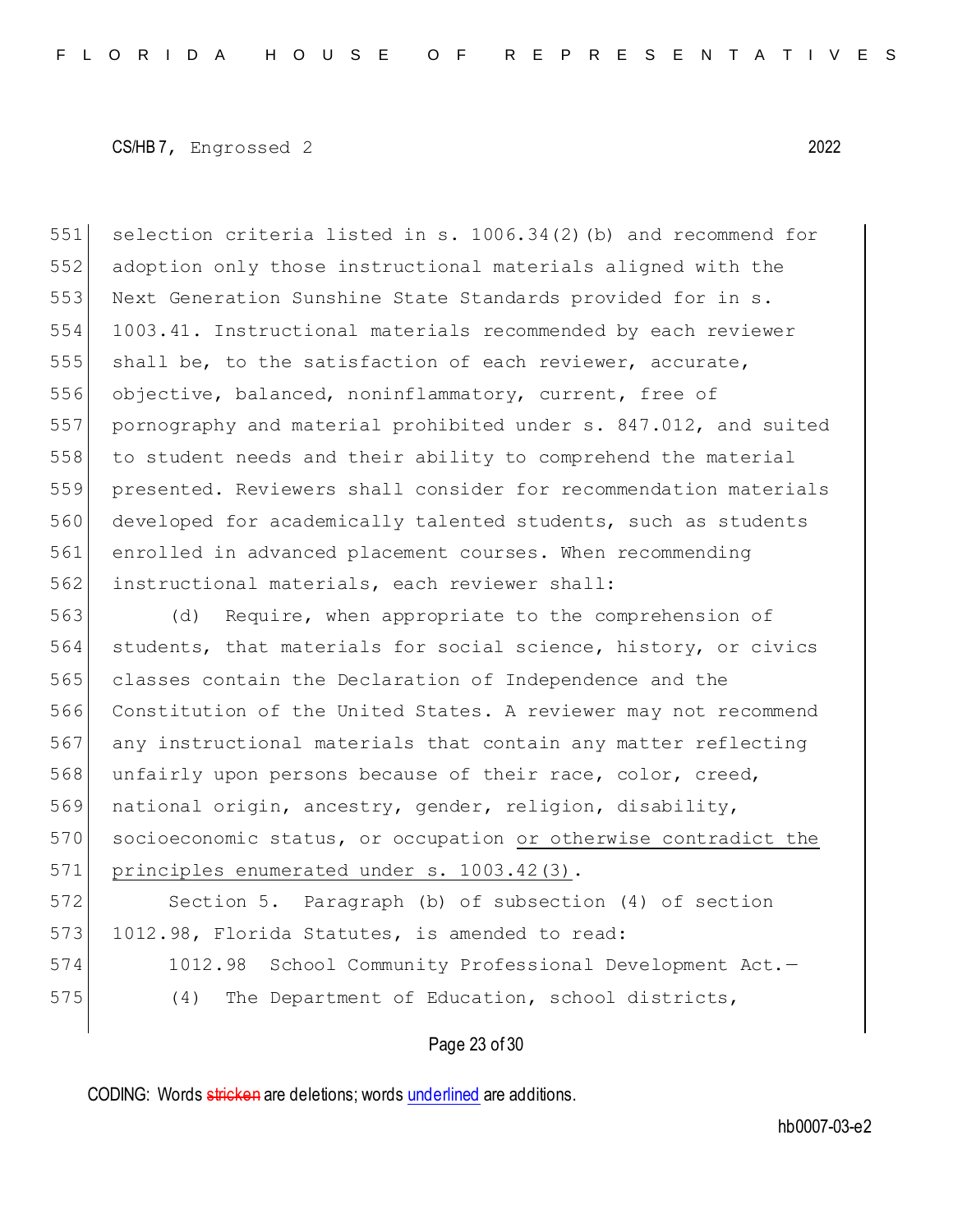selection criteria listed in s. 1006.34(2)(b) and recommend for adoption only those instructional materials aligned with the Next Generation Sunshine State Standards provided for in s. 1003.41. Instructional materials recommended by each reviewer shall be, to the satisfaction of each reviewer, accurate, objective, balanced, noninflammatory, current, free of pornography and material prohibited under s. 847.012, and suited to student needs and their ability to comprehend the material presented. Reviewers shall consider for recommendation materials developed for academically talented students, such as students enrolled in advanced placement courses. When recommending instructional materials, each reviewer shall:

(d) Require, when appropriate to the comprehension of students, that materials for social science, history, or civics classes contain the Declaration of Independence and the Constitution of the United States. A reviewer may not recommend any instructional materials that contain any matter reflecting unfairly upon persons because of their race, color, creed, national origin, ancestry, gender, religion, disability, socioeconomic status, or occupation <u>or otherwise contradict the principles enumerated under s. 1003.42(3)</u>.

Section 5. Paragraph (b) of subsection (4) of section 1012.98, Florida Statutes, is amended to read:

1012.98 School Community Professional Development Act.—

(4) The Department of Education, school districts,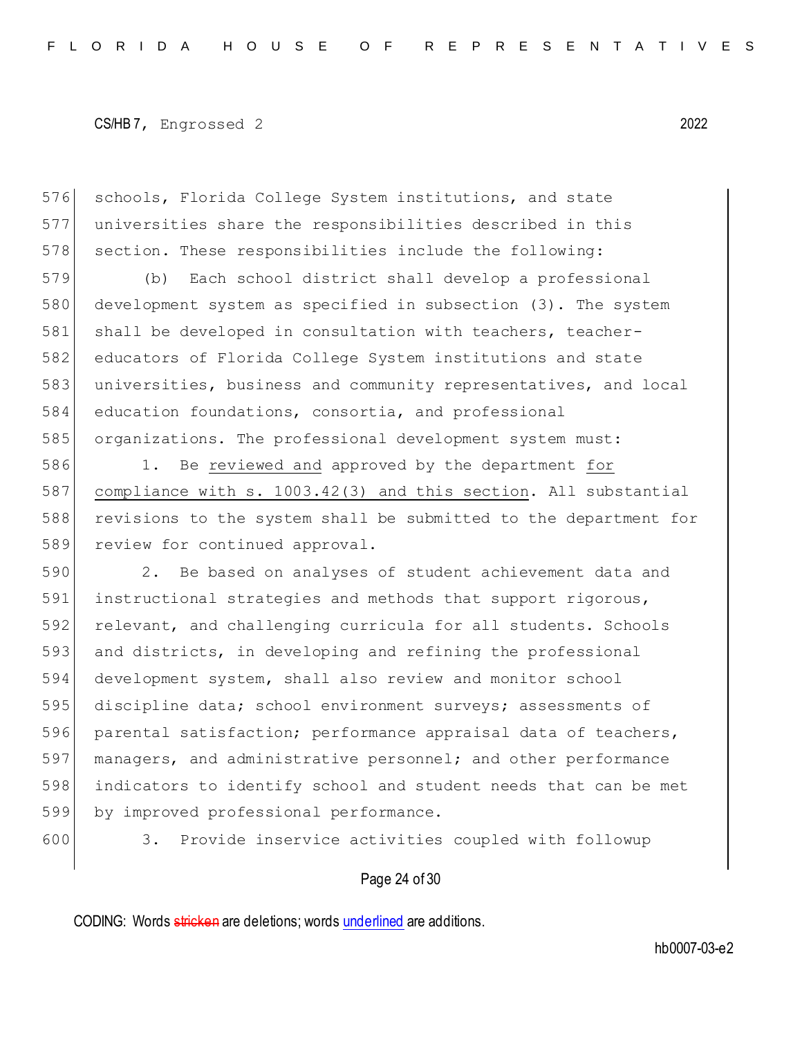schools, Florida College System institutions, and state universities share the responsibilities described in this section. These responsibilities include the following:

(b) Each school district shall develop a professional development system as specified in subsection (3). The system shall be developed in consultation with teachers, teacher-educators of Florida College System institutions and state universities, business and community representatives, and local education foundations, consortia, and professional organizations. The professional development system must:

1. Be <u>reviewed and</u> approved by the department <u>for compliance with s. 1003.42(3) and this section</u>. All substantial revisions to the system shall be submitted to the department for review for continued approval.

2. Be based on analyses of student achievement data and instructional strategies and methods that support rigorous, relevant, and challenging curricula for all students. Schools and districts, in developing and refining the professional development system, shall also review and monitor school discipline data; school environment surveys; assessments of parental satisfaction; performance appraisal data of teachers, managers, and administrative personnel; and other performance indicators to identify school and student needs that can be met by improved professional performance.

3. Provide inservice activities coupled with followup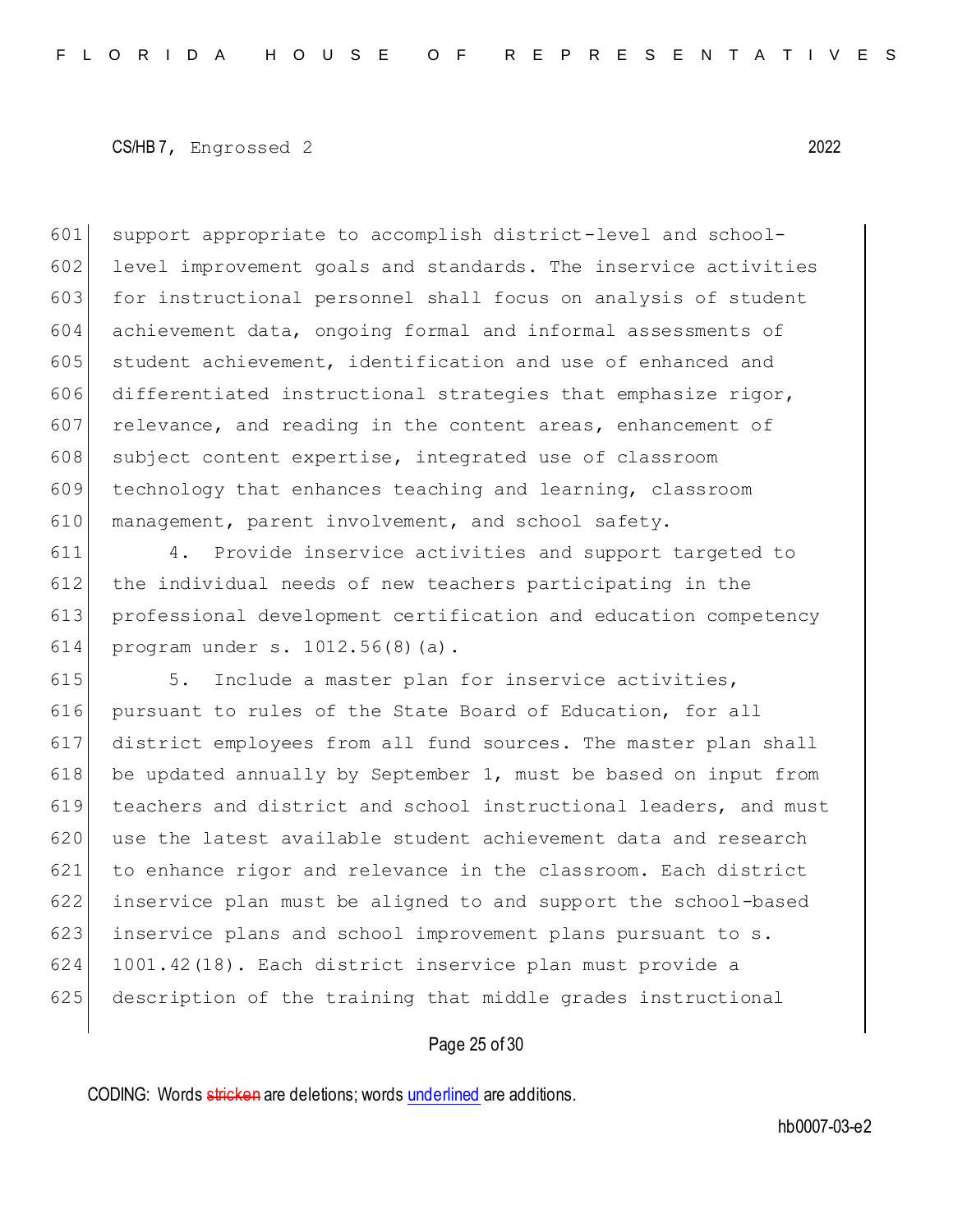support appropriate to accomplish district-level and school-level improvement goals and standards. The inservice activities for instructional personnel shall focus on analysis of student achievement data, ongoing formal and informal assessments of student achievement, identification and use of enhanced and differentiated instructional strategies that emphasize rigor, relevance, and reading in the content areas, enhancement of subject content expertise, integrated use of classroom technology that enhances teaching and learning, classroom management, parent involvement, and school safety.

4. Provide inservice activities and support targeted to the individual needs of new teachers participating in the professional development certification and education competency program under s. 1012.56(8)(a).

5. Include a master plan for inservice activities, pursuant to rules of the State Board of Education, for all district employees from all fund sources. The master plan shall be updated annually by September 1, must be based on input from teachers and district and school instructional leaders, and must use the latest available student achievement data and research to enhance rigor and relevance in the classroom. Each district inservice plan must be aligned to and support the school-based inservice plans and school improvement plans pursuant to s. 1001.42(18). Each district inservice plan must provide a description of the training that middle grades instructional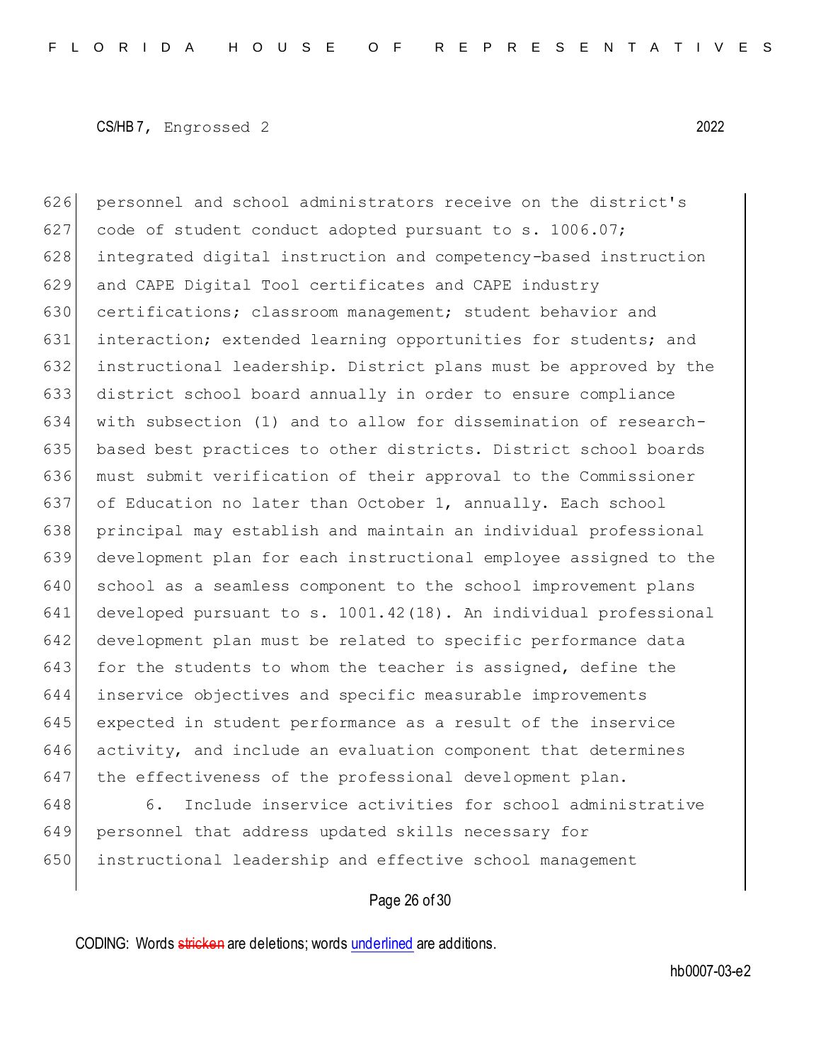personnel and school administrators receive on the district's code of student conduct adopted pursuant to s. 1006.07; integrated digital instruction and competency-based instruction and CAPE Digital Tool certificates and CAPE industry certifications; classroom management; student behavior and interaction; extended learning opportunities for students; and instructional leadership. District plans must be approved by the district school board annually in order to ensure compliance with subsection (1) and to allow for dissemination of research-based best practices to other districts. District school boards must submit verification of their approval to the Commissioner of Education no later than October 1, annually. Each school principal may establish and maintain an individual professional development plan for each instructional employee assigned to the school as a seamless component to the school improvement plans developed pursuant to s. 1001.42(18). An individual professional development plan must be related to specific performance data for the students to whom the teacher is assigned, define the inservice objectives and specific measurable improvements expected in student performance as a result of the inservice activity, and include an evaluation component that determines the effectiveness of the professional development plan.

6. Include inservice activities for school administrative personnel that address updated skills necessary for instructional leadership and effective school management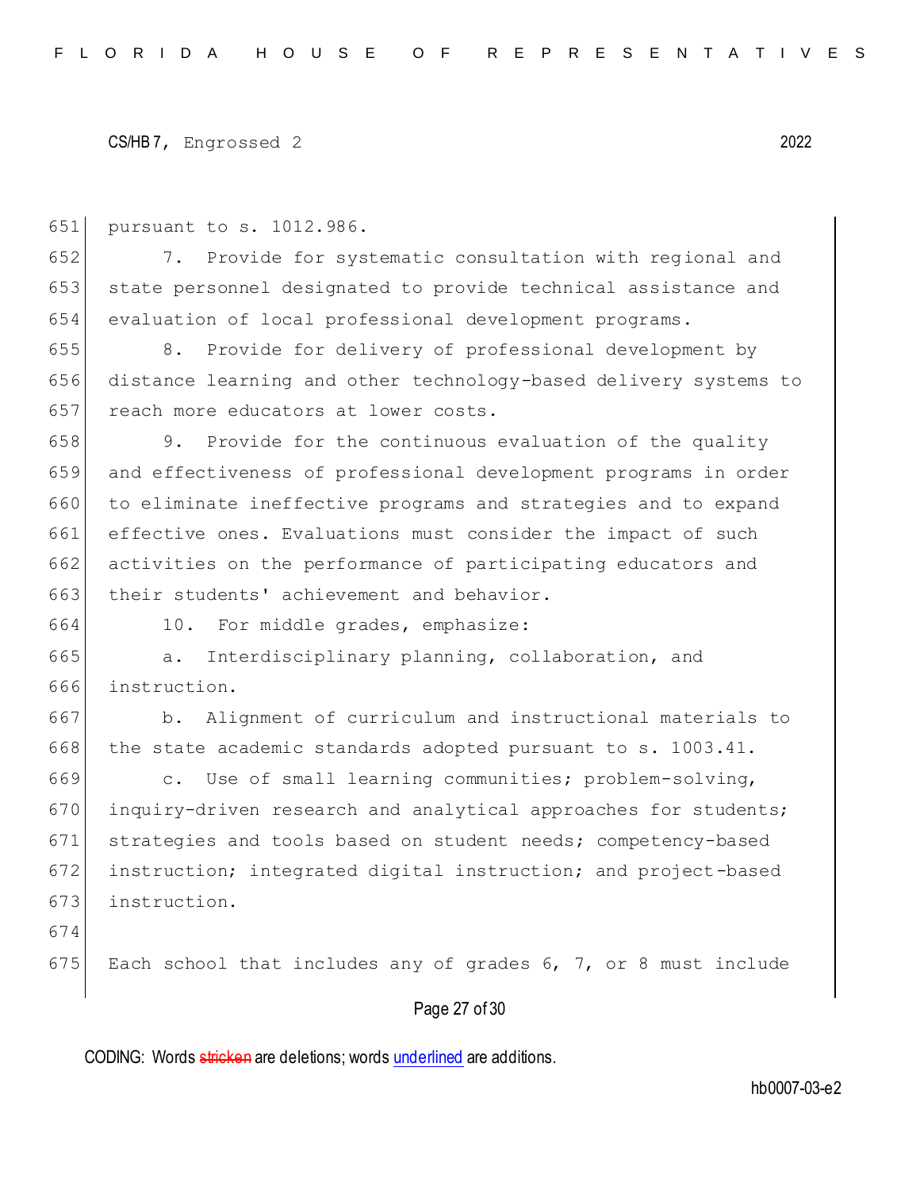pursuant to s. 1012.986.

7. Provide for systematic consultation with regional and state personnel designated to provide technical assistance and evaluation of local professional development programs.

8. Provide for delivery of professional development by distance learning and other technology-based delivery systems to reach more educators at lower costs.

9. Provide for the continuous evaluation of the quality and effectiveness of professional development programs in order to eliminate ineffective programs and strategies and to expand effective ones. Evaluations must consider the impact of such activities on the performance of participating educators and their students' achievement and behavior.

10. For middle grades, emphasize:

a. Interdisciplinary planning, collaboration, and instruction.

b. Alignment of curriculum and instructional materials to the state academic standards adopted pursuant to s. 1003.41.

c. Use of small learning communities; problem-solving, inquiry-driven research and analytical approaches for students; strategies and tools based on student needs; competency-based instruction; integrated digital instruction; and project-based instruction.

Each school that includes any of grades 6, 7, or 8 must include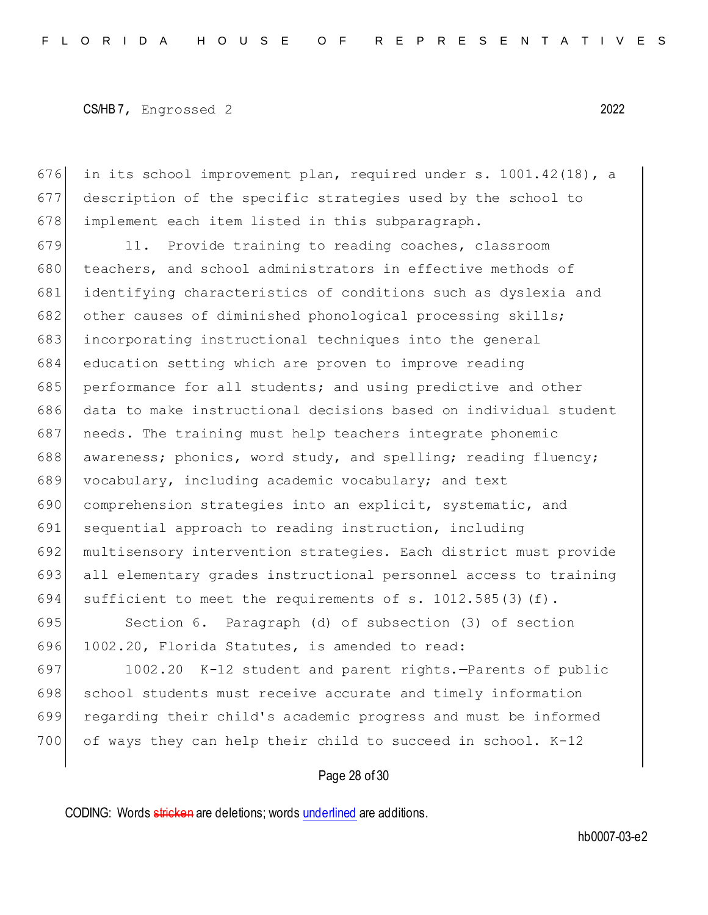in its school improvement plan, required under s. 1001.42(18), a description of the specific strategies used by the school to implement each item listed in this subparagraph.

11. Provide training to reading coaches, classroom teachers, and school administrators in effective methods of identifying characteristics of conditions such as dyslexia and other causes of diminished phonological processing skills; incorporating instructional techniques into the general education setting which are proven to improve reading performance for all students; and using predictive and other data to make instructional decisions based on individual student needs. The training must help teachers integrate phonemic awareness; phonics, word study, and spelling; reading fluency; vocabulary, including academic vocabulary; and text comprehension strategies into an explicit, systematic, and sequential approach to reading instruction, including multisensory intervention strategies. Each district must provide all elementary grades instructional personnel access to training sufficient to meet the requirements of s. 1012.585(3)(f).

Section 6. Paragraph (d) of subsection (3) of section 1002.20, Florida Statutes, is amended to read:

1002.20 K-12 student and parent rights.—Parents of public school students must receive accurate and timely information regarding their child's academic progress and must be informed of ways they can help their child to succeed in school. K-12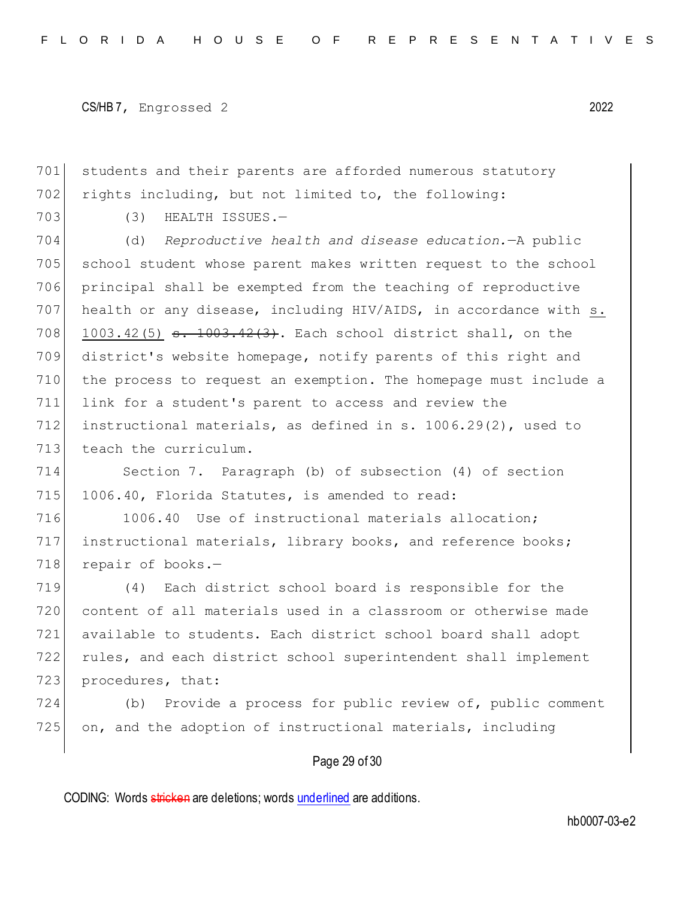students and their parents are afforded numerous statutory rights including, but not limited to, the following:

(3) HEALTH ISSUES.—

(d) *Reproductive health and disease education.*—A public school student whose parent makes written request to the school principal shall be exempted from the teaching of reproductive health or any disease, including HIV/AIDS, in accordance with s. 1003.42(5) ~~s. 1003.42(3)~~. Each school district shall, on the district's website homepage, notify parents of this right and the process to request an exemption. The homepage must include a link for a student's parent to access and review the instructional materials, as defined in s. 1006.29(2), used to teach the curriculum.

Section 7. Paragraph (b) of subsection (4) of section 1006.40, Florida Statutes, is amended to read:

1006.40 Use of instructional materials allocation; instructional materials, library books, and reference books; repair of books.—

(4) Each district school board is responsible for the content of all materials used in a classroom or otherwise made available to students. Each district school board shall adopt rules, and each district school superintendent shall implement procedures, that:

(b) Provide a process for public review of, public comment on, and the adoption of instructional materials, including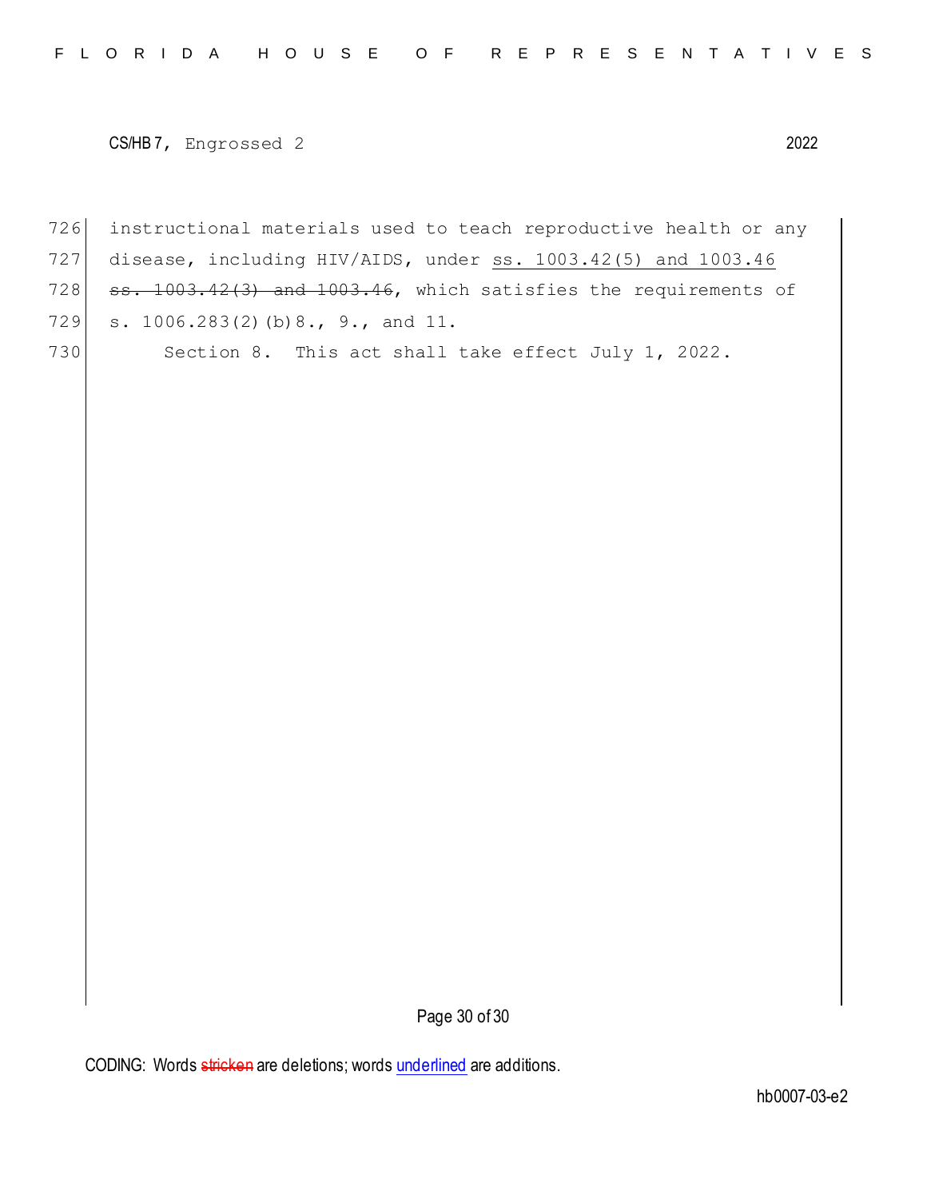726 instructional materials used to teach reproductive health or any
727 disease, including HIV/AIDS, under <u>ss. 1003.42(5) and 1003.46</u>
728 ~~ss. 1003.42(3) and 1003.46~~, which satisfies the requirements of
729 s. 1006.283(2)(b)8., 9., and 11.

730 Section 8. This act shall take effect July 1, 2022.